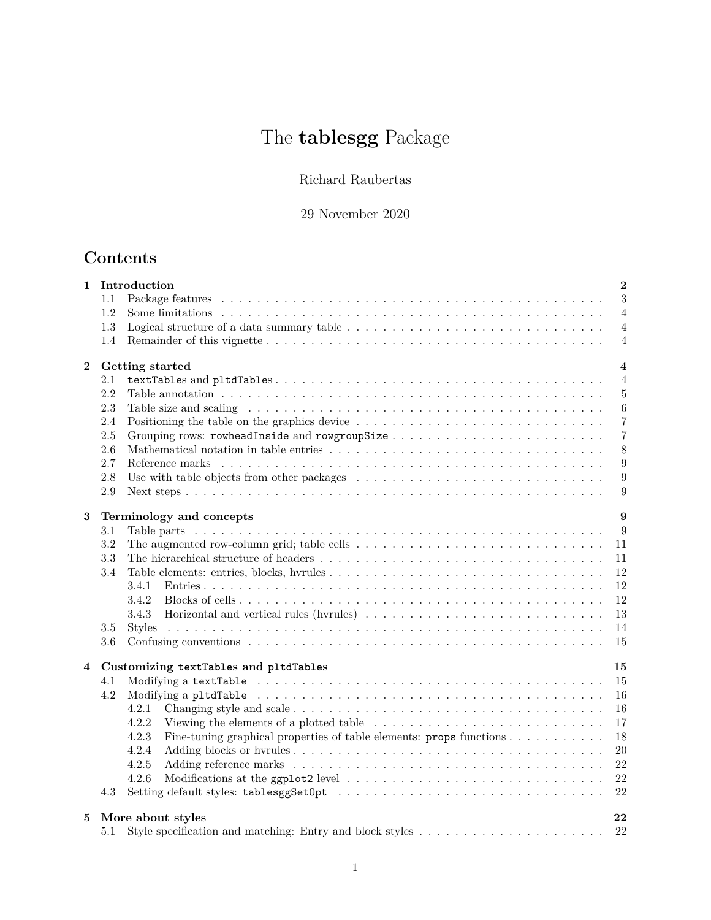# The **tablesgg** Package

Richard Raubertas

29 November 2020

## Contents

**1 Introduction** **2**
- 1.1 Package features . . . 3
- 1.2 Some limitations . . . 4
- 1.3 Logical structure of a data summary table . . . 4
- 1.4 Remainder of this vignette . . . 4

**2 Getting started** **4**
- 2.1 `textTable`s and `pltdTable`s . . . 4
- 2.2 Table annotation . . . 5
- 2.3 Table size and scaling . . . 6
- 2.4 Positioning the table on the graphics device . . . 7
- 2.5 Grouping rows: `rowheadInside` and `rowgroupSize` . . . 7
- 2.6 Mathematical notation in table entries . . . 8
- 2.7 Reference marks . . . 9
- 2.8 Use with table objects from other packages . . . 9
- 2.9 Next steps . . . 9

**3 Terminology and concepts** **9**
- 3.1 Table parts . . . 9
- 3.2 The augmented row-column grid; table cells . . . 11
- 3.3 The hierarchical structure of headers . . . 11
- 3.4 Table elements: entries, blocks, hvrules . . . 12
  - 3.4.1 Entries . . . 12
  - 3.4.2 Blocks of cells . . . 12
  - 3.4.3 Horizontal and vertical rules (hvrules) . . . 13
- 3.5 Styles . . . 14
- 3.6 Confusing conventions . . . 15

**4 Customizing `textTables` and `pltdTables`** **15**
- 4.1 Modifying a `textTable` . . . 15
- 4.2 Modifying a `pltdTable` . . . 16
  - 4.2.1 Changing style and scale . . . 16
  - 4.2.2 Viewing the elements of a plotted table . . . 17
  - 4.2.3 Fine-tuning graphical properties of table elements: `props` functions . . . 18
  - 4.2.4 Adding blocks or hvrules . . . 20
  - 4.2.5 Adding reference marks . . . 22
  - 4.2.6 Modifications at the `ggplot2` level . . . 22
- 4.3 Setting default styles: `tablesggSetOpt` . . . 22

**5 More about styles** **22**
- 5.1 Style specification and matching: Entry and block styles . . . 22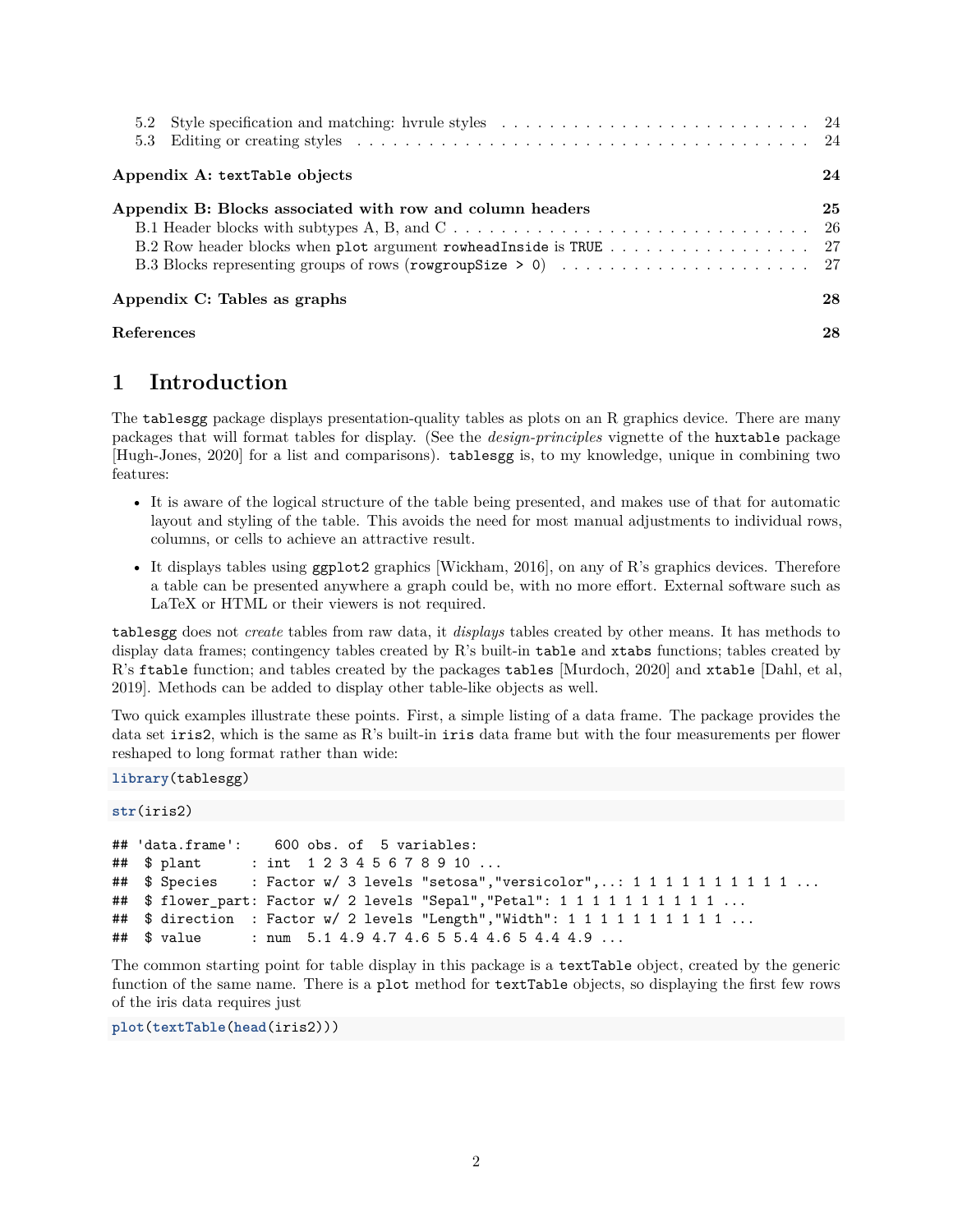5.2 Style specification and matching: hvrule styles . . . . . . . . . . . . . . . . . . . . . . . . . . . 24
5.3 Editing or creating styles . . . . . . . . . . . . . . . . . . . . . . . . . . . . . . . . . . . . . . . . 24

**Appendix A: `textTable` objects** **24**

**Appendix B: Blocks associated with row and column headers** **25**
B.1 Header blocks with subtypes A, B, and C . . . . . . . . . . . . . . . . . . . . . . . . . . . . . 26
B.2 Row header blocks when `plot` argument `rowheadInside` is `TRUE` . . . . . . . . . . . . . . . . . . 27
B.3 Blocks representing groups of rows (`rowgroupSize > 0`) . . . . . . . . . . . . . . . . . . . . . . 27

**Appendix C: Tables as graphs** **28**

**References** **28**

# 1 Introduction

The `tablesgg` package displays presentation-quality tables as plots on an R graphics device. There are many packages that will format tables for display. (See the *design-principles* vignette of the `huxtable` package [Hugh-Jones, 2020] for a list and comparisons). `tablesgg` is, to my knowledge, unique in combining two features:

- It is aware of the logical structure of the table being presented, and makes use of that for automatic layout and styling of the table. This avoids the need for most manual adjustments to individual rows, columns, or cells to achieve an attractive result.
- It displays tables using `ggplot2` graphics [Wickham, 2016], on any of R's graphics devices. Therefore a table can be presented anywhere a graph could be, with no more effort. External software such as LaTeX or HTML or their viewers is not required.

`tablesgg` does not *create* tables from raw data, it *displays* tables created by other means. It has methods to display data frames; contingency tables created by R's built-in `table` and `xtabs` functions; tables created by R's `ftable` function; and tables created by the packages `tables` [Murdoch, 2020] and `xtable` [Dahl, et al, 2019]. Methods can be added to display other table-like objects as well.

Two quick examples illustrate these points. First, a simple listing of a data frame. The package provides the data set `iris2`, which is the same as R's built-in `iris` data frame but with the four measurements per flower reshaped to long format rather than wide:

```
library(tablesgg)
```

```
str(iris2)
```

```
## 'data.frame':    600 obs. of  5 variables:
##  $ plant      : int  1 2 3 4 5 6 7 8 9 10 ...
##  $ Species    : Factor w/ 3 levels "setosa","versicolor",..: 1 1 1 1 1 1 1 1 1 1 ...
##  $ flower_part: Factor w/ 2 levels "Sepal","Petal": 1 1 1 1 1 1 1 1 1 1 ...
##  $ direction  : Factor w/ 2 levels "Length","Width": 1 1 1 1 1 1 1 1 1 1 ...
##  $ value      : num  5.1 4.9 4.7 4.6 5 5.4 4.6 5 4.4 4.9 ...
```

The common starting point for table display in this package is a `textTable` object, created by the generic function of the same name. There is a `plot` method for `textTable` objects, so displaying the first few rows of the iris data requires just

```
plot(textTable(head(iris2)))
```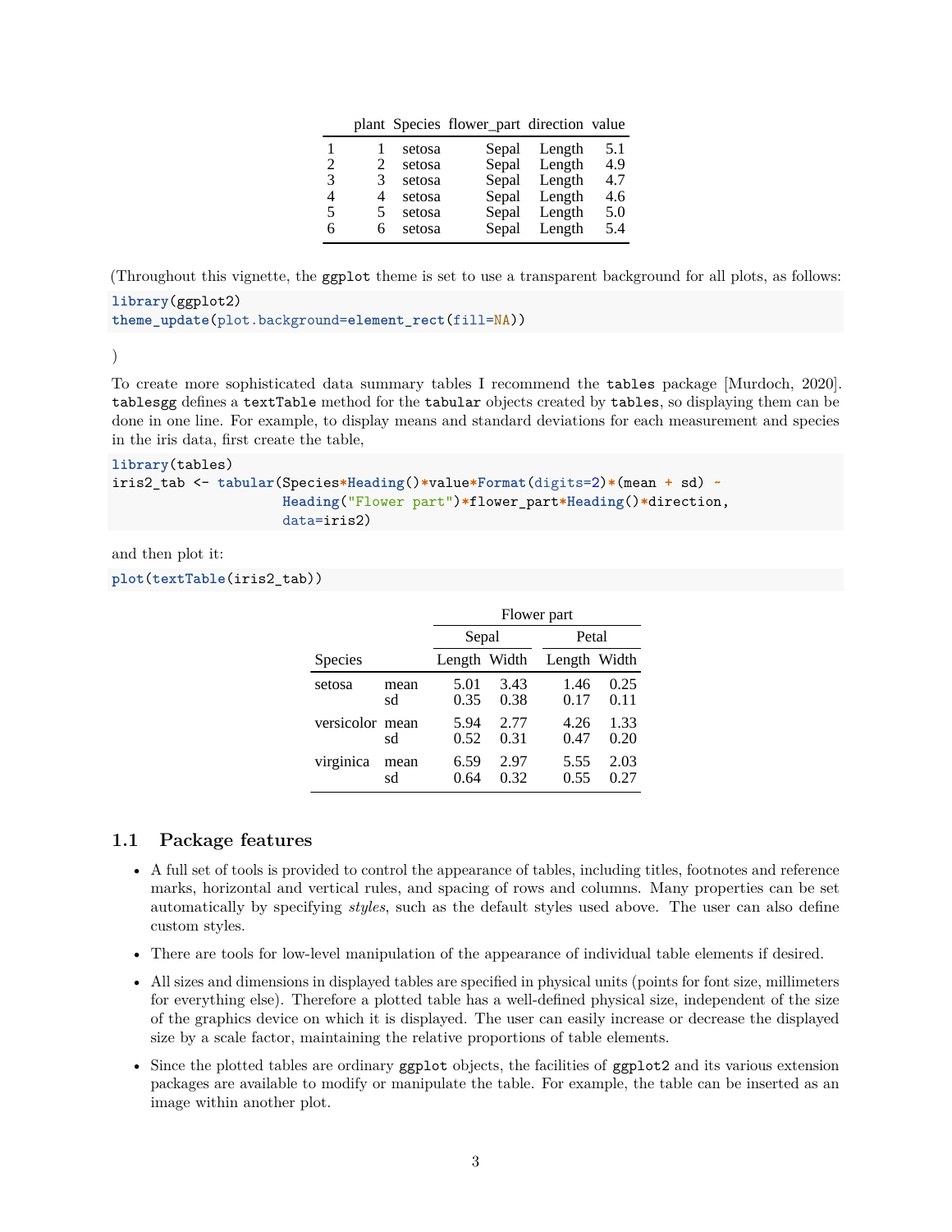| | plant | Species | flower_part | direction | value |
|---|---|---|---|---|---|
| 1 | 1 | setosa | Sepal | Length | 5.1 |
| 2 | 2 | setosa | Sepal | Length | 4.9 |
| 3 | 3 | setosa | Sepal | Length | 4.7 |
| 4 | 4 | setosa | Sepal | Length | 4.6 |
| 5 | 5 | setosa | Sepal | Length | 5.0 |
| 6 | 6 | setosa | Sepal | Length | 5.4 |

(Throughout this vignette, the `ggplot` theme is set to use a transparent background for all plots, as follows:

```
library(ggplot2)
theme_update(plot.background=element_rect(fill=NA))
```

)

To create more sophisticated data summary tables I recommend the `tables` package [Murdoch, 2020]. `tablesgg` defines a `textTable` method for the `tabular` objects created by `tables`, so displaying them can be done in one line. For example, to display means and standard deviations for each measurement and species in the iris data, first create the table,

```
library(tables)
iris2_tab <- tabular(Species*Heading()*value*Format(digits=2)*(mean + sd) ~
                     Heading("Flower part")*flower_part*Heading()*direction,
                     data=iris2)
```

and then plot it:

```
plot(textTable(iris2_tab))
```

| | | Flower part | | | |
|---|---|---|---|---|---|
| | | Sepal | | Petal | |
| Species | | Length | Width | Length | Width |
| setosa | mean | 5.01 | 3.43 | 1.46 | 0.25 |
| | sd | 0.35 | 0.38 | 0.17 | 0.11 |
| versicolor | mean | 5.94 | 2.77 | 4.26 | 1.33 |
| | sd | 0.52 | 0.31 | 0.47 | 0.20 |
| virginica | mean | 6.59 | 2.97 | 5.55 | 2.03 |
| | sd | 0.64 | 0.32 | 0.55 | 0.27 |

## 1.1 Package features

- A full set of tools is provided to control the appearance of tables, including titles, footnotes and reference marks, horizontal and vertical rules, and spacing of rows and columns. Many properties can be set automatically by specifying *styles*, such as the default styles used above. The user can also define custom styles.
- There are tools for low-level manipulation of the appearance of individual table elements if desired.
- All sizes and dimensions in displayed tables are specified in physical units (points for font size, millimeters for everything else). Therefore a plotted table has a well-defined physical size, independent of the size of the graphics device on which it is displayed. The user can easily increase or decrease the displayed size by a scale factor, maintaining the relative proportions of table elements.
- Since the plotted tables are ordinary `ggplot` objects, the facilities of `ggplot2` and its various extension packages are available to modify or manipulate the table. For example, the table can be inserted as an image within another plot.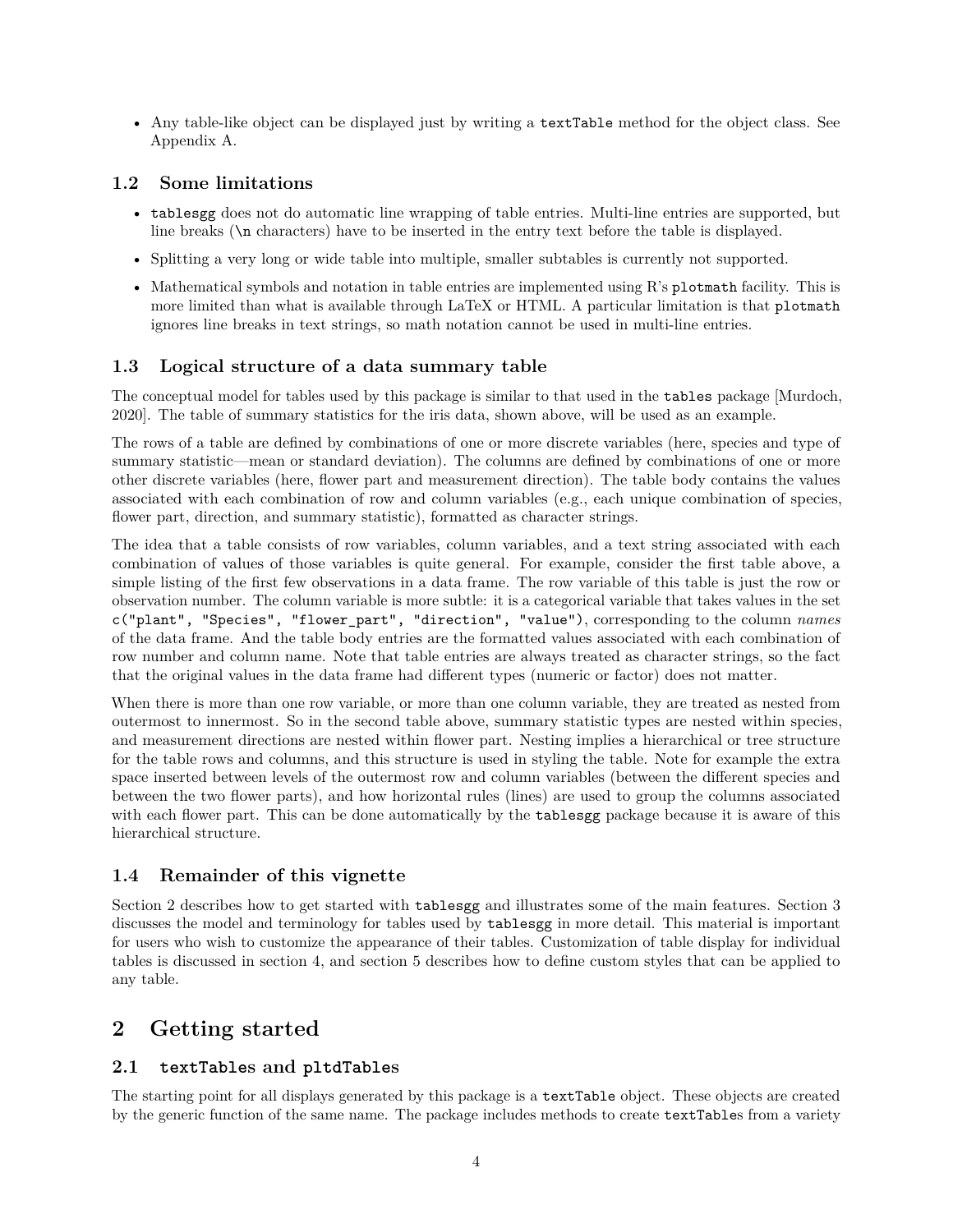- Any table-like object can be displayed just by writing a `textTable` method for the object class. See Appendix A.

### 1.2 Some limitations

- `tablesgg` does not do automatic line wrapping of table entries. Multi-line entries are supported, but line breaks (`\n` characters) have to be inserted in the entry text before the table is displayed.
- Splitting a very long or wide table into multiple, smaller subtables is currently not supported.
- Mathematical symbols and notation in table entries are implemented using R's `plotmath` facility. This is more limited than what is available through LaTeX or HTML. A particular limitation is that `plotmath` ignores line breaks in text strings, so math notation cannot be used in multi-line entries.

### 1.3 Logical structure of a data summary table

The conceptual model for tables used by this package is similar to that used in the `tables` package [Murdoch, 2020]. The table of summary statistics for the iris data, shown above, will be used as an example.

The rows of a table are defined by combinations of one or more discrete variables (here, species and type of summary statistic—mean or standard deviation). The columns are defined by combinations of one or more other discrete variables (here, flower part and measurement direction). The table body contains the values associated with each combination of row and column variables (e.g., each unique combination of species, flower part, direction, and summary statistic), formatted as character strings.

The idea that a table consists of row variables, column variables, and a text string associated with each combination of values of those variables is quite general. For example, consider the first table above, a simple listing of the first few observations in a data frame. The row variable of this table is just the row or observation number. The column variable is more subtle: it is a categorical variable that takes values in the set `c("plant", "Species", "flower_part", "direction", "value")`, corresponding to the column *names* of the data frame. And the table body entries are the formatted values associated with each combination of row number and column name. Note that table entries are always treated as character strings, so the fact that the original values in the data frame had different types (numeric or factor) does not matter.

When there is more than one row variable, or more than one column variable, they are treated as nested from outermost to innermost. So in the second table above, summary statistic types are nested within species, and measurement directions are nested within flower part. Nesting implies a hierarchical or tree structure for the table rows and columns, and this structure is used in styling the table. Note for example the extra space inserted between levels of the outermost row and column variables (between the different species and between the two flower parts), and how horizontal rules (lines) are used to group the columns associated with each flower part. This can be done automatically by the `tablesgg` package because it is aware of this hierarchical structure.

### 1.4 Remainder of this vignette

Section 2 describes how to get started with `tablesgg` and illustrates some of the main features. Section 3 discusses the model and terminology for tables used by `tablesgg` in more detail. This material is important for users who wish to customize the appearance of their tables. Customization of table display for individual tables is discussed in section 4, and section 5 describes how to define custom styles that can be applied to any table.

## 2 Getting started

### 2.1 `textTables` and `pltdTables`

The starting point for all displays generated by this package is a `textTable` object. These objects are created by the generic function of the same name. The package includes methods to create `textTable`s from a variety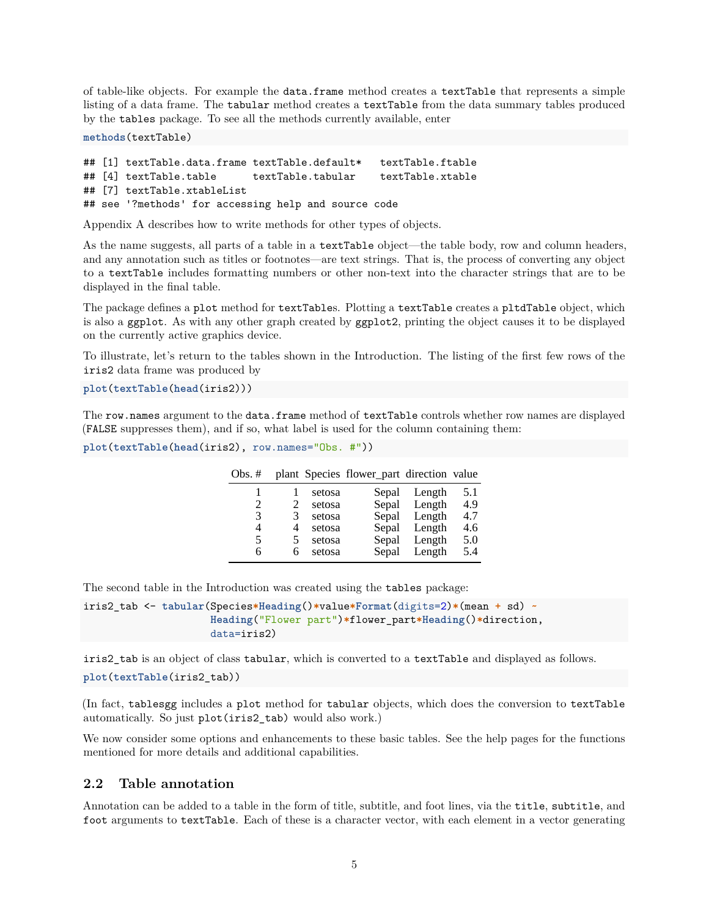of table-like objects. For example the `data.frame` method creates a `textTable` that represents a simple listing of a data frame. The `tabular` method creates a `textTable` from the data summary tables produced by the `tables` package. To see all the methods currently available, enter

```
methods(textTable)
```

```
## [1] textTable.data.frame textTable.default*   textTable.ftable
## [4] textTable.table      textTable.tabular    textTable.xtable
## [7] textTable.xtableList
## see '?methods' for accessing help and source code
```

Appendix A describes how to write methods for other types of objects.

As the name suggests, all parts of a table in a `textTable` object—the table body, row and column headers, and any annotation such as titles or footnotes—are text strings. That is, the process of converting any object to a `textTable` includes formatting numbers or other non-text into the character strings that are to be displayed in the final table.

The package defines a `plot` method for `textTables`. Plotting a `textTable` creates a `pltdTable` object, which is also a `ggplot`. As with any other graph created by `ggplot2`, printing the object causes it to be displayed on the currently active graphics device.

To illustrate, let's return to the tables shown in the Introduction. The listing of the first few rows of the `iris2` data frame was produced by

```
plot(textTable(head(iris2)))
```

The `row.names` argument to the `data.frame` method of `textTable` controls whether row names are displayed (`FALSE` suppresses them), and if so, what label is used for the column containing them:

```
plot(textTable(head(iris2), row.names="Obs. #"))
```

| Obs. # | plant | Species | flower_part | direction | value |
|---|---|---|---|---|---|
| 1 | 1 | setosa | Sepal | Length | 5.1 |
| 2 | 2 | setosa | Sepal | Length | 4.9 |
| 3 | 3 | setosa | Sepal | Length | 4.7 |
| 4 | 4 | setosa | Sepal | Length | 4.6 |
| 5 | 5 | setosa | Sepal | Length | 5.0 |
| 6 | 6 | setosa | Sepal | Length | 5.4 |

The second table in the Introduction was created using the `tables` package:

```
iris2_tab <- tabular(Species*Heading()*value*Format(digits=2)*(mean + sd) ~
                     Heading("Flower part")*flower_part*Heading()*direction,
                     data=iris2)
```

`iris2_tab` is an object of class `tabular`, which is converted to a `textTable` and displayed as follows.

```
plot(textTable(iris2_tab))
```

(In fact, `tablesgg` includes a `plot` method for `tabular` objects, which does the conversion to `textTable` automatically. So just `plot(iris2_tab)` would also work.)

We now consider some options and enhancements to these basic tables. See the help pages for the functions mentioned for more details and additional capabilities.

## 2.2 Table annotation

Annotation can be added to a table in the form of title, subtitle, and foot lines, via the `title`, `subtitle`, and `foot` arguments to `textTable`. Each of these is a character vector, with each element in a vector generating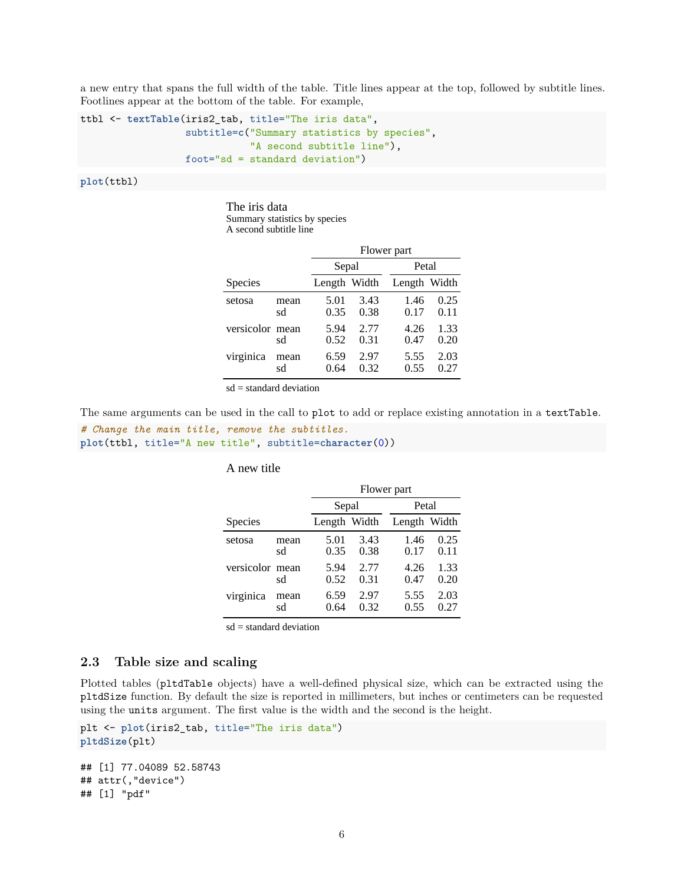a new entry that spans the full width of the table. Title lines appear at the top, followed by subtitle lines. Footlines appear at the bottom of the table. For example,

```
ttbl <- textTable(iris2_tab, title="The iris data",
                  subtitle=c("Summary statistics by species",
                             "A second subtitle line"),
                  foot="sd = standard deviation")
```

```
plot(ttbl)
```

The iris data
Summary statistics by species
A second subtitle line

| | | Flower part | | | |
|---|---|---|---|---|---|
| | | Sepal | | Petal | |
| Species | | Length | Width | Length | Width |
| setosa | mean | 5.01 | 3.43 | 1.46 | 0.25 |
| | sd | 0.35 | 0.38 | 0.17 | 0.11 |
| versicolor | mean | 5.94 | 2.77 | 4.26 | 1.33 |
| | sd | 0.52 | 0.31 | 0.47 | 0.20 |
| virginica | mean | 6.59 | 2.97 | 5.55 | 2.03 |
| | sd | 0.64 | 0.32 | 0.55 | 0.27 |

sd = standard deviation

The same arguments can be used in the call to `plot` to add or replace existing annotation in a `textTable`.

```
# Change the main title, remove the subtitles.
plot(ttbl, title="A new title", subtitle=character(0))
```

A new title

| | | Flower part | | | |
|---|---|---|---|---|---|
| | | Sepal | | Petal | |
| Species | | Length | Width | Length | Width |
| setosa | mean | 5.01 | 3.43 | 1.46 | 0.25 |
| | sd | 0.35 | 0.38 | 0.17 | 0.11 |
| versicolor | mean | 5.94 | 2.77 | 4.26 | 1.33 |
| | sd | 0.52 | 0.31 | 0.47 | 0.20 |
| virginica | mean | 6.59 | 2.97 | 5.55 | 2.03 |
| | sd | 0.64 | 0.32 | 0.55 | 0.27 |

sd = standard deviation

## 2.3 Table size and scaling

Plotted tables (`pltdTable` objects) have a well-defined physical size, which can be extracted using the `pltdSize` function. By default the size is reported in millimeters, but inches or centimeters can be requested using the `units` argument. The first value is the width and the second is the height.

```
plt <- plot(iris2_tab, title="The iris data")
pltdSize(plt)
```

```
## [1] 77.04089 52.58743
## attr(,"device")
## [1] "pdf"
```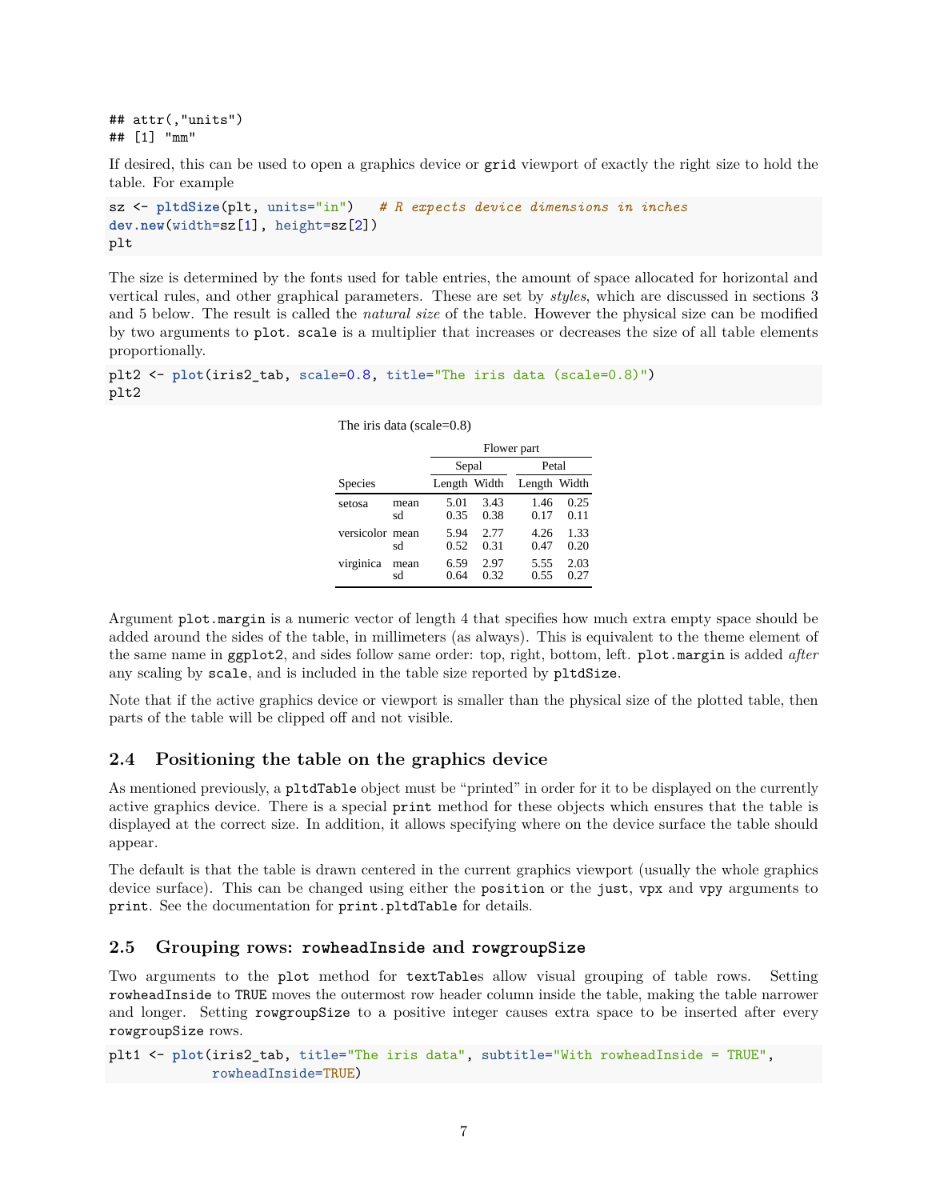```
## attr(,"units")
## [1] "mm"
```

If desired, this can be used to open a graphics device or `grid` viewport of exactly the right size to hold the table. For example

```
sz <- pltdSize(plt, units="in")   # R expects device dimensions in inches
dev.new(width=sz[1], height=sz[2])
plt
```

The size is determined by the fonts used for table entries, the amount of space allocated for horizontal and vertical rules, and other graphical parameters. These are set by *styles*, which are discussed in sections 3 and 5 below. The result is called the *natural size* of the table. However the physical size can be modified by two arguments to `plot`. `scale` is a multiplier that increases or decreases the size of all table elements proportionally.

```
plt2 <- plot(iris2_tab, scale=0.8, title="The iris data (scale=0.8)")
plt2
```

The iris data (scale=0.8)

| | | Flower part | | | |
|---|---|---|---|---|---|
| | | Sepal | | Petal | |
| Species | | Length | Width | Length | Width |
| setosa | mean | 5.01 | 3.43 | 1.46 | 0.25 |
| | sd | 0.35 | 0.38 | 0.17 | 0.11 |
| versicolor | mean | 5.94 | 2.77 | 4.26 | 1.33 |
| | sd | 0.52 | 0.31 | 0.47 | 0.20 |
| virginica | mean | 6.59 | 2.97 | 5.55 | 2.03 |
| | sd | 0.64 | 0.32 | 0.55 | 0.27 |

Argument `plot.margin` is a numeric vector of length 4 that specifies how much extra empty space should be added around the sides of the table, in millimeters (as always). This is equivalent to the theme element of the same name in `ggplot2`, and sides follow same order: top, right, bottom, left. `plot.margin` is added *after* any scaling by `scale`, and is included in the table size reported by `pltdSize`.

Note that if the active graphics device or viewport is smaller than the physical size of the plotted table, then parts of the table will be clipped off and not visible.

## 2.4 Positioning the table on the graphics device

As mentioned previously, a `pltdTable` object must be "printed" in order for it to be displayed on the currently active graphics device. There is a special `print` method for these objects which ensures that the table is displayed at the correct size. In addition, it allows specifying where on the device surface the table should appear.

The default is that the table is drawn centered in the current graphics viewport (usually the whole graphics device surface). This can be changed using either the `position` or the `just`, `vpx` and `vpy` arguments to `print`. See the documentation for `print.pltdTable` for details.

## 2.5 Grouping rows: `rowheadInside` and `rowgroupSize`

Two arguments to the `plot` method for `textTable`s allow visual grouping of table rows. Setting `rowheadInside` to `TRUE` moves the outermost row header column inside the table, making the table narrower and longer. Setting `rowgroupSize` to a positive integer causes extra space to be inserted after every `rowgroupSize` rows.

```
plt1 <- plot(iris2_tab, title="The iris data", subtitle="With rowheadInside = TRUE",
             rowheadInside=TRUE)
```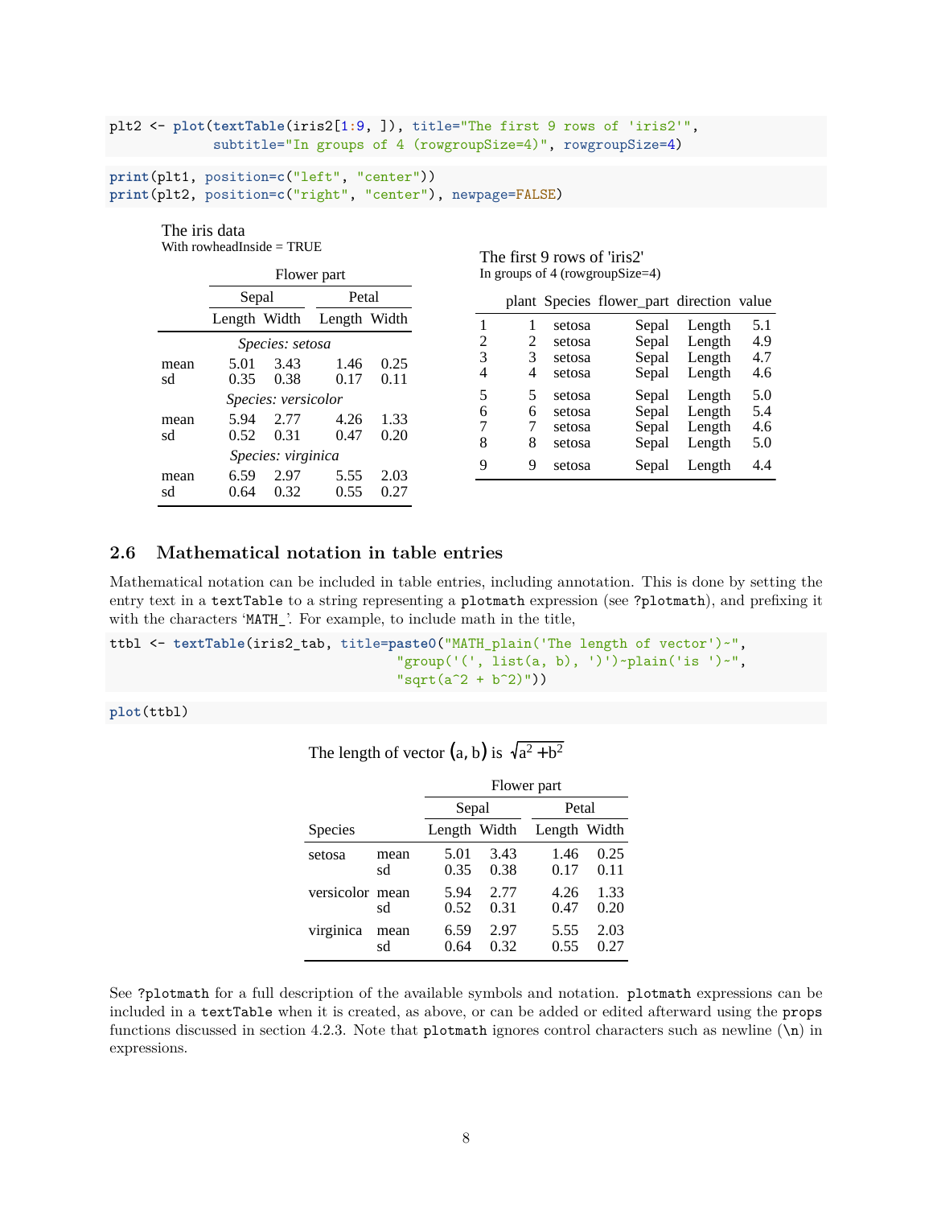```
plt2 <- plot(textTable(iris2[1:9, ]), title="The first 9 rows of 'iris2'",
             subtitle="In groups of 4 (rowgroupSize=4)", rowgroupSize=4)
```

```
print(plt1, position=c("left", "center"))
print(plt2, position=c("right", "center"), newpage=FALSE)
```

The iris data
With rowheadInside = TRUE

| | Flower part | | | |
|---|---|---|---|---|
| | Sepal | | Petal | |
| | Length | Width | Length | Width |
| *Species: setosa* | | | | |
| mean | 5.01 | 3.43 | 1.46 | 0.25 |
| sd | 0.35 | 0.38 | 0.17 | 0.11 |
| *Species: versicolor* | | | | |
| mean | 5.94 | 2.77 | 4.26 | 1.33 |
| sd | 0.52 | 0.31 | 0.47 | 0.20 |
| *Species: virginica* | | | | |
| mean | 6.59 | 2.97 | 5.55 | 2.03 |
| sd | 0.64 | 0.32 | 0.55 | 0.27 |

The first 9 rows of 'iris2'
In groups of 4 (rowgroupSize=4)

| | plant | Species | flower_part | direction | value |
|---|---|---|---|---|---|
| 1 | 1 | setosa | Sepal | Length | 5.1 |
| 2 | 2 | setosa | Sepal | Length | 4.9 |
| 3 | 3 | setosa | Sepal | Length | 4.7 |
| 4 | 4 | setosa | Sepal | Length | 4.6 |
| 5 | 5 | setosa | Sepal | Length | 5.0 |
| 6 | 6 | setosa | Sepal | Length | 5.4 |
| 7 | 7 | setosa | Sepal | Length | 4.6 |
| 8 | 8 | setosa | Sepal | Length | 5.0 |
| 9 | 9 | setosa | Sepal | Length | 4.4 |

### 2.6 Mathematical notation in table entries

Mathematical notation can be included in table entries, including annotation. This is done by setting the entry text in a `textTable` to a string representing a `plotmath` expression (see `?plotmath`), and prefixing it with the characters 'MATH_'. For example, to include math in the title,

```
ttbl <- textTable(iris2_tab, title=paste0("MATH_plain('The length of vector')~",
                                  "group('(', list(a, b), ')')~plain('is ')~",
                                  "sqrt(a^2 + b^2)"))
```

```
plot(ttbl)
```

The length of vector $(a, b)$ is $\sqrt{a^2 + b^2}$

| | | Flower part | | | |
|---|---|---|---|---|---|
| | | Sepal | | Petal | |
| Species | | Length | Width | Length | Width |
| setosa | mean | 5.01 | 3.43 | 1.46 | 0.25 |
| | sd | 0.35 | 0.38 | 0.17 | 0.11 |
| versicolor | mean | 5.94 | 2.77 | 4.26 | 1.33 |
| | sd | 0.52 | 0.31 | 0.47 | 0.20 |
| virginica | mean | 6.59 | 2.97 | 5.55 | 2.03 |
| | sd | 0.64 | 0.32 | 0.55 | 0.27 |

See `?plotmath` for a full description of the available symbols and notation. `plotmath` expressions can be included in a `textTable` when it is created, as above, or can be added or edited afterward using the `props` functions discussed in section 4.2.3. Note that `plotmath` ignores control characters such as newline (`\n`) in expressions.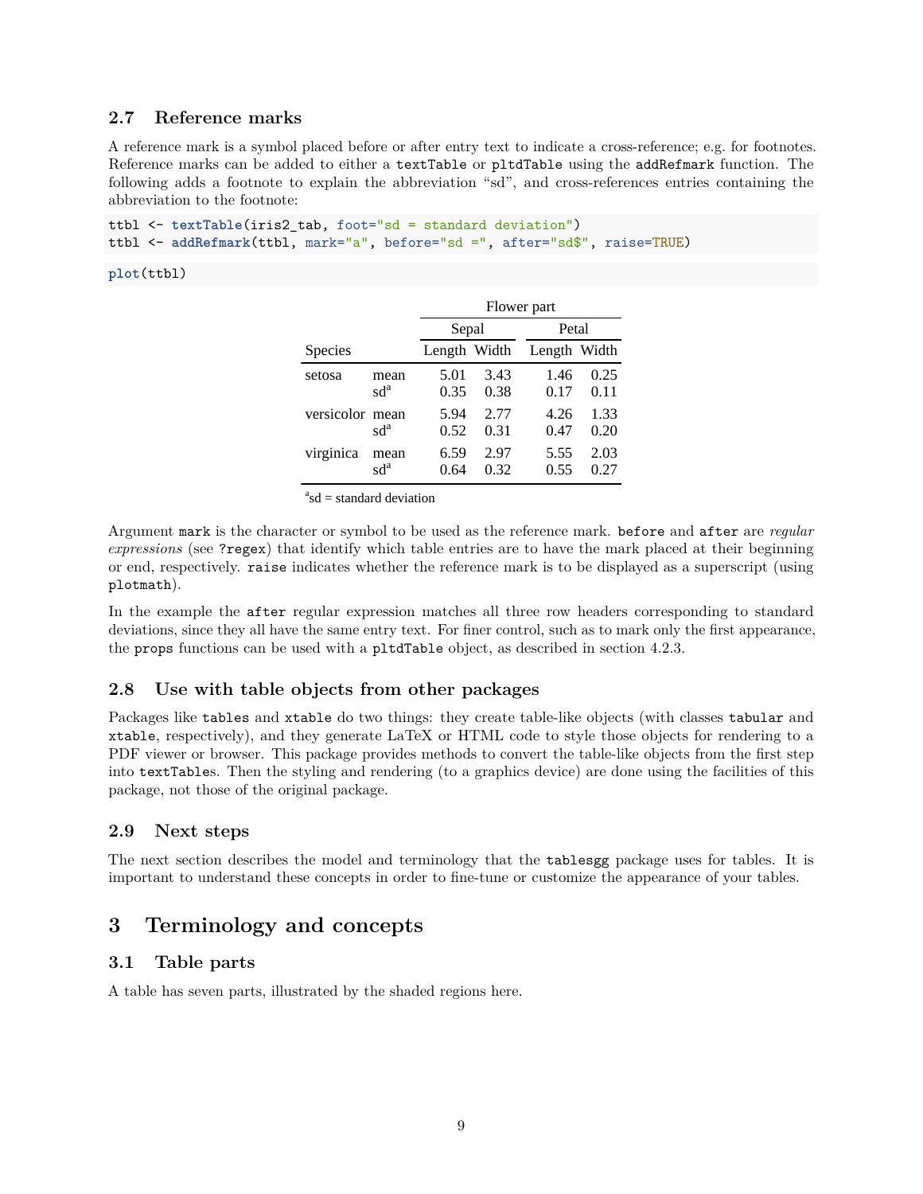## 2.7 Reference marks

A reference mark is a symbol placed before or after entry text to indicate a cross-reference; e.g. for footnotes. Reference marks can be added to either a `textTable` or `pltdTable` using the `addRefmark` function. The following adds a footnote to explain the abbreviation "sd", and cross-references entries containing the abbreviation to the footnote:

```
ttbl <- textTable(iris2_tab, foot="sd = standard deviation")
ttbl <- addRefmark(ttbl, mark="a", before="sd =", after="sd$", raise=TRUE)
```

```
plot(ttbl)
```

| | | Flower part | | | |
|---|---|---|---|---|---|
| | | Sepal | | Petal | |
| Species | | Length | Width | Length | Width |
| setosa | mean | 5.01 | 3.43 | 1.46 | 0.25 |
| | sd[a] | 0.35 | 0.38 | 0.17 | 0.11 |
| versicolor | mean | 5.94 | 2.77 | 4.26 | 1.33 |
| | sd[a] | 0.52 | 0.31 | 0.47 | 0.20 |
| virginica | mean | 6.59 | 2.97 | 5.55 | 2.03 |
| | sd[a] | 0.64 | 0.32 | 0.55 | 0.27 |

[a]sd = standard deviation

Argument `mark` is the character or symbol to be used as the reference mark. `before` and `after` are *regular expressions* (see `?regex`) that identify which table entries are to have the mark placed at their beginning or end, respectively. `raise` indicates whether the reference mark is to be displayed as a superscript (using `plotmath`).

In the example the `after` regular expression matches all three row headers corresponding to standard deviations, since they all have the same entry text. For finer control, such as to mark only the first appearance, the `props` functions can be used with a `pltdTable` object, as described in section 4.2.3.

## 2.8 Use with table objects from other packages

Packages like `tables` and `xtable` do two things: they create table-like objects (with classes `tabular` and `xtable`, respectively), and they generate LaTeX or HTML code to style those objects for rendering to a PDF viewer or browser. This package provides methods to convert the table-like objects from the first step into `textTable`s. Then the styling and rendering (to a graphics device) are done using the facilities of this package, not those of the original package.

## 2.9 Next steps

The next section describes the model and terminology that the `tablesgg` package uses for tables. It is important to understand these concepts in order to fine-tune or customize the appearance of your tables.

# 3 Terminology and concepts

## 3.1 Table parts

A table has seven parts, illustrated by the shaded regions here.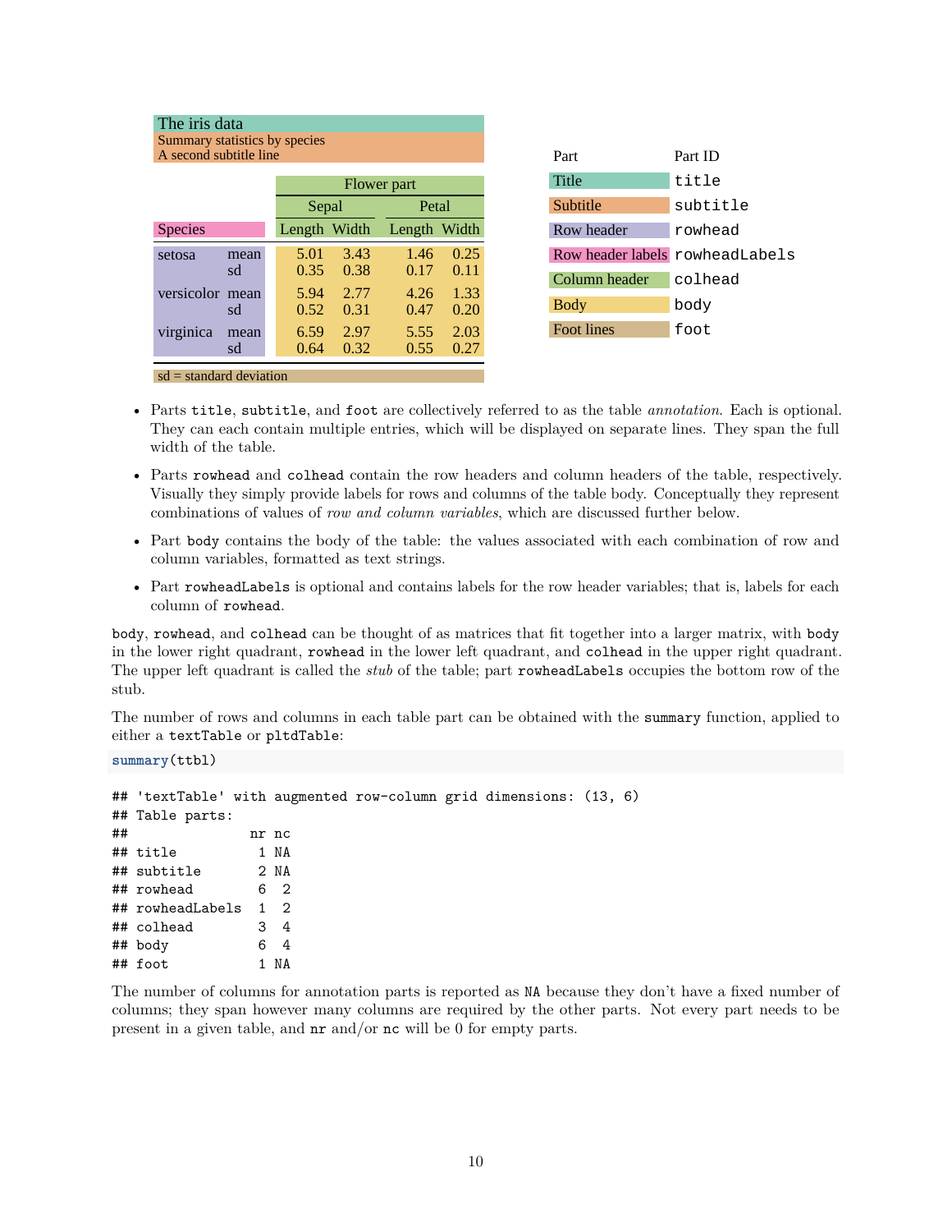| The iris data | | | | | |
|---|---|---|---|---|---|
| Summary statistics by species<br>A second subtitle line | | | | | |
| | | Flower part | | | |
| | | Sepal | | Petal | |
| Species | | Length | Width | Length | Width |
| setosa | mean | 5.01 | 3.43 | 1.46 | 0.25 |
| | sd | 0.35 | 0.38 | 0.17 | 0.11 |
| versicolor | mean | 5.94 | 2.77 | 4.26 | 1.33 |
| | sd | 0.52 | 0.31 | 0.47 | 0.20 |
| virginica | mean | 6.59 | 2.97 | 5.55 | 2.03 |
| | sd | 0.64 | 0.32 | 0.55 | 0.27 |
| sd = standard deviation | | | | | |

| Part | Part ID |
|---|---|
| Title | `title` |
| Subtitle | `subtitle` |
| Row header | `rowhead` |
| Row header labels | `rowheadLabels` |
| Column header | `colhead` |
| Body | `body` |
| Foot lines | `foot` |

- Parts `title`, `subtitle`, and `foot` are collectively referred to as the table *annotation*. Each is optional. They can each contain multiple entries, which will be displayed on separate lines. They span the full width of the table.
- Parts `rowhead` and `colhead` contain the row headers and column headers of the table, respectively. Visually they simply provide labels for rows and columns of the table body. Conceptually they represent combinations of values of *row and column variables*, which are discussed further below.
- Part `body` contains the body of the table: the values associated with each combination of row and column variables, formatted as text strings.
- Part `rowheadLabels` is optional and contains labels for the row header variables; that is, labels for each column of `rowhead`.

`body`, `rowhead`, and `colhead` can be thought of as matrices that fit together into a larger matrix, with `body` in the lower right quadrant, `rowhead` in the lower left quadrant, and `colhead` in the upper right quadrant. The upper left quadrant is called the *stub* of the table; part `rowheadLabels` occupies the bottom row of the stub.

The number of rows and columns in each table part can be obtained with the `summary` function, applied to either a `textTable` or `pltdTable`:

```
summary(ttbl)
```

```
## 'textTable' with augmented row-column grid dimensions: (13, 6)
## Table parts:
##                nr nc
## title           1 NA
## subtitle        2 NA
## rowhead         6  2
## rowheadLabels   1  2
## colhead         3  4
## body            6  4
## foot            1 NA
```

The number of columns for annotation parts is reported as `NA` because they don't have a fixed number of columns; they span however many columns are required by the other parts. Not every part needs to be present in a given table, and `nr` and/or `nc` will be 0 for empty parts.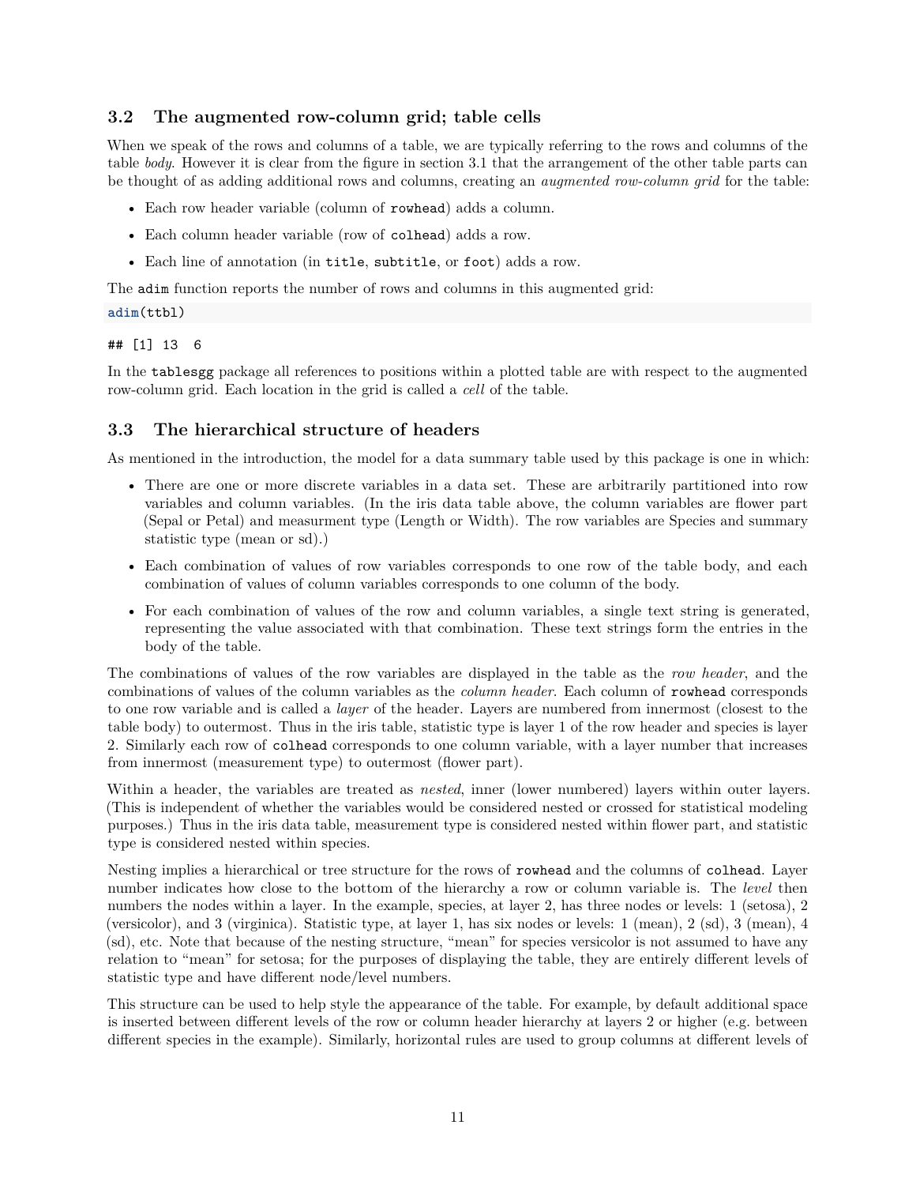### 3.2 The augmented row-column grid; table cells

When we speak of the rows and columns of a table, we are typically referring to the rows and columns of the table *body*. However it is clear from the figure in section 3.1 that the arrangement of the other table parts can be thought of as adding additional rows and columns, creating an *augmented row-column grid* for the table:

- Each row header variable (column of `rowhead`) adds a column.
- Each column header variable (row of `colhead`) adds a row.
- Each line of annotation (in `title`, `subtitle`, or `foot`) adds a row.

The `adim` function reports the number of rows and columns in this augmented grid:

```
adim(ttbl)
```

```
## [1] 13  6
```

In the `tablesgg` package all references to positions within a plotted table are with respect to the augmented row-column grid. Each location in the grid is called a *cell* of the table.

### 3.3 The hierarchical structure of headers

As mentioned in the introduction, the model for a data summary table used by this package is one in which:

- There are one or more discrete variables in a data set. These are arbitrarily partitioned into row variables and column variables. (In the iris data table above, the column variables are flower part (Sepal or Petal) and measurment type (Length or Width). The row variables are Species and summary statistic type (mean or sd).)
- Each combination of values of row variables corresponds to one row of the table body, and each combination of values of column variables corresponds to one column of the body.
- For each combination of values of the row and column variables, a single text string is generated, representing the value associated with that combination. These text strings form the entries in the body of the table.

The combinations of values of the row variables are displayed in the table as the *row header*, and the combinations of values of the column variables as the *column header*. Each column of `rowhead` corresponds to one row variable and is called a *layer* of the header. Layers are numbered from innermost (closest to the table body) to outermost. Thus in the iris table, statistic type is layer 1 of the row header and species is layer 2. Similarly each row of `colhead` corresponds to one column variable, with a layer number that increases from innermost (measurement type) to outermost (flower part).

Within a header, the variables are treated as *nested*, inner (lower numbered) layers within outer layers. (This is independent of whether the variables would be considered nested or crossed for statistical modeling purposes.) Thus in the iris data table, measurement type is considered nested within flower part, and statistic type is considered nested within species.

Nesting implies a hierarchical or tree structure for the rows of `rowhead` and the columns of `colhead`. Layer number indicates how close to the bottom of the hierarchy a row or column variable is. The *level* then numbers the nodes within a layer. In the example, species, at layer 2, has three nodes or levels: 1 (setosa), 2 (versicolor), and 3 (virginica). Statistic type, at layer 1, has six nodes or levels: 1 (mean), 2 (sd), 3 (mean), 4 (sd), etc. Note that because of the nesting structure, "mean" for species versicolor is not assumed to have any relation to "mean" for setosa; for the purposes of displaying the table, they are entirely different levels of statistic type and have different node/level numbers.

This structure can be used to help style the appearance of the table. For example, by default additional space is inserted between different levels of the row or column header hierarchy at layers 2 or higher (e.g. between different species in the example). Similarly, horizontal rules are used to group columns at different levels of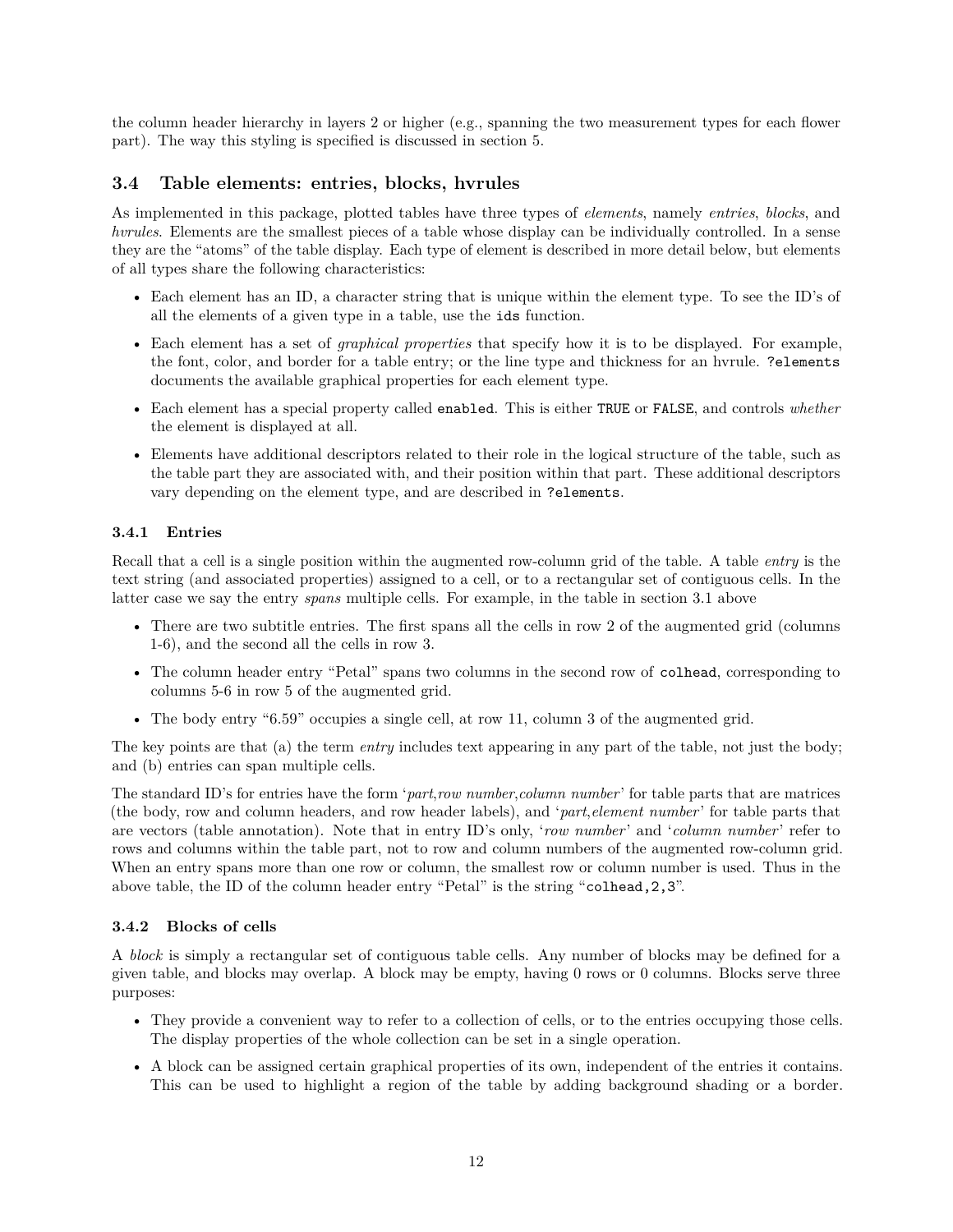the column header hierarchy in layers 2 or higher (e.g., spanning the two measurement types for each flower part). The way this styling is specified is discussed in section 5.

## 3.4 Table elements: entries, blocks, hvrules

As implemented in this package, plotted tables have three types of *elements*, namely *entries*, *blocks*, and *hvrules*. Elements are the smallest pieces of a table whose display can be individually controlled. In a sense they are the "atoms" of the table display. Each type of element is described in more detail below, but elements of all types share the following characteristics:

- Each element has an ID, a character string that is unique within the element type. To see the ID's of all the elements of a given type in a table, use the `ids` function.
- Each element has a set of *graphical properties* that specify how it is to be displayed. For example, the font, color, and border for a table entry; or the line type and thickness for an hvrule. `?elements` documents the available graphical properties for each element type.
- Each element has a special property called `enabled`. This is either `TRUE` or `FALSE`, and controls *whether* the element is displayed at all.
- Elements have additional descriptors related to their role in the logical structure of the table, such as the table part they are associated with, and their position within that part. These additional descriptors vary depending on the element type, and are described in `?elements`.

### 3.4.1 Entries

Recall that a cell is a single position within the augmented row-column grid of the table. A table *entry* is the text string (and associated properties) assigned to a cell, or to a rectangular set of contiguous cells. In the latter case we say the entry *spans* multiple cells. For example, in the table in section 3.1 above

- There are two subtitle entries. The first spans all the cells in row 2 of the augmented grid (columns 1-6), and the second all the cells in row 3.
- The column header entry "Petal" spans two columns in the second row of `colhead`, corresponding to columns 5-6 in row 5 of the augmented grid.
- The body entry "6.59" occupies a single cell, at row 11, column 3 of the augmented grid.

The key points are that (a) the term *entry* includes text appearing in any part of the table, not just the body; and (b) entries can span multiple cells.

The standard ID's for entries have the form '*part*,*row number*,*column number*' for table parts that are matrices (the body, row and column headers, and row header labels), and '*part*,*element number*' for table parts that are vectors (table annotation). Note that in entry ID's only, '*row number*' and '*column number*' refer to rows and columns within the table part, not to row and column numbers of the augmented row-column grid. When an entry spans more than one row or column, the smallest row or column number is used. Thus in the above table, the ID of the column header entry "Petal" is the string "`colhead,2,3`".

### 3.4.2 Blocks of cells

A *block* is simply a rectangular set of contiguous table cells. Any number of blocks may be defined for a given table, and blocks may overlap. A block may be empty, having 0 rows or 0 columns. Blocks serve three purposes:

- They provide a convenient way to refer to a collection of cells, or to the entries occupying those cells. The display properties of the whole collection can be set in a single operation.
- A block can be assigned certain graphical properties of its own, independent of the entries it contains. This can be used to highlight a region of the table by adding background shading or a border.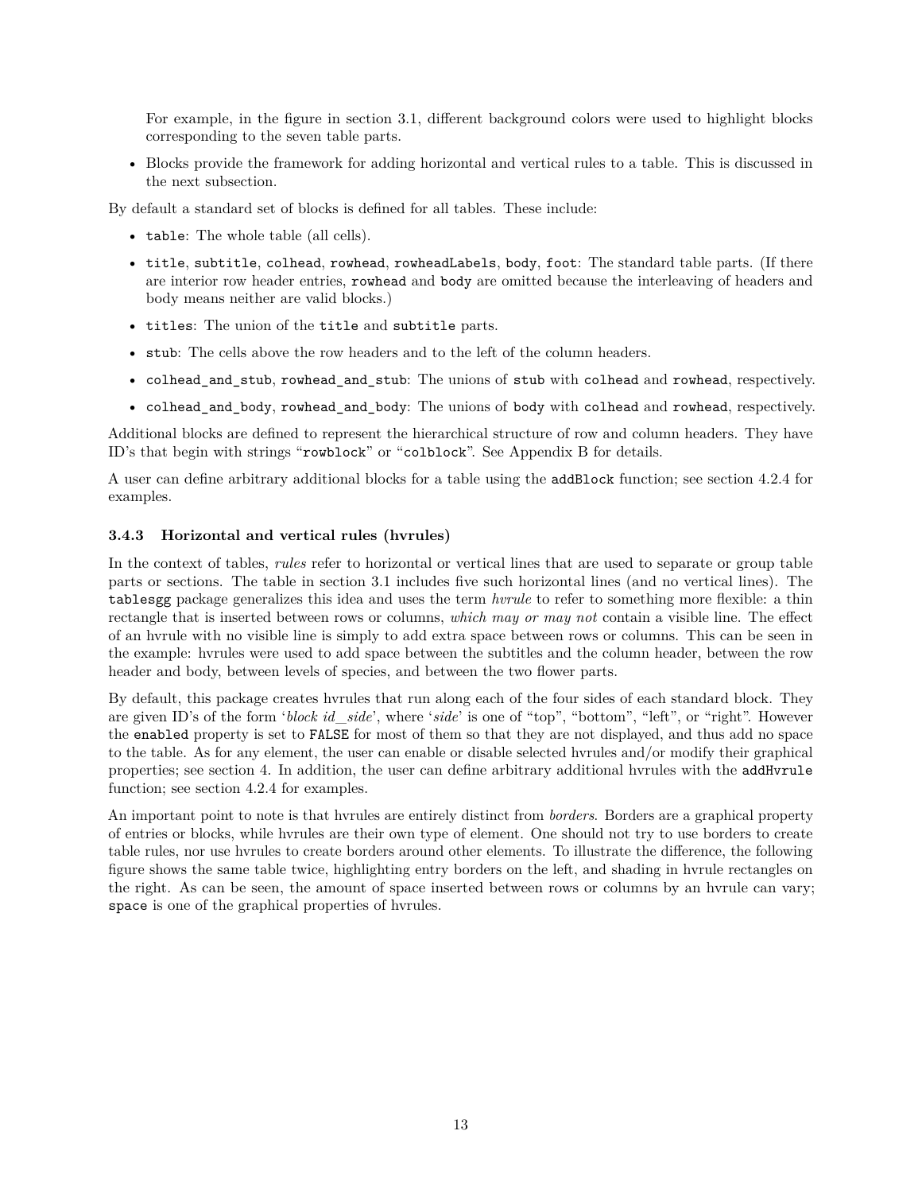For example, in the figure in section 3.1, different background colors were used to highlight blocks corresponding to the seven table parts.

- Blocks provide the framework for adding horizontal and vertical rules to a table. This is discussed in the next subsection.

By default a standard set of blocks is defined for all tables. These include:

- `table`: The whole table (all cells).
- `title`, `subtitle`, `colhead`, `rowhead`, `rowheadLabels`, `body`, `foot`: The standard table parts. (If there are interior row header entries, `rowhead` and `body` are omitted because the interleaving of headers and body means neither are valid blocks.)
- `titles`: The union of the `title` and `subtitle` parts.
- `stub`: The cells above the row headers and to the left of the column headers.
- `colhead_and_stub`, `rowhead_and_stub`: The unions of `stub` with `colhead` and `rowhead`, respectively.
- `colhead_and_body`, `rowhead_and_body`: The unions of `body` with `colhead` and `rowhead`, respectively.

Additional blocks are defined to represent the hierarchical structure of row and column headers. They have ID's that begin with strings "`rowblock`" or "`colblock`". See Appendix B for details.

A user can define arbitrary additional blocks for a table using the `addBlock` function; see section 4.2.4 for examples.

### 3.4.3 Horizontal and vertical rules (hvrules)

In the context of tables, *rules* refer to horizontal or vertical lines that are used to separate or group table parts or sections. The table in section 3.1 includes five such horizontal lines (and no vertical lines). The `tablesgg` package generalizes this idea and uses the term *hvrule* to refer to something more flexible: a thin rectangle that is inserted between rows or columns, *which may or may not* contain a visible line. The effect of an hvrule with no visible line is simply to add extra space between rows or columns. This can be seen in the example: hvrules were used to add space between the subtitles and the column header, between the row header and body, between levels of species, and between the two flower parts.

By default, this package creates hvrules that run along each of the four sides of each standard block. They are given ID's of the form '*block id_side*', where '*side*' is one of "top", "bottom", "left", or "right". However the `enabled` property is set to `FALSE` for most of them so that they are not displayed, and thus add no space to the table. As for any element, the user can enable or disable selected hvrules and/or modify their graphical properties; see section 4. In addition, the user can define arbitrary additional hvrules with the `addHvrule` function; see section 4.2.4 for examples.

An important point to note is that hvrules are entirely distinct from *borders*. Borders are a graphical property of entries or blocks, while hvrules are their own type of element. One should not try to use borders to create table rules, nor use hvrules to create borders around other elements. To illustrate the difference, the following figure shows the same table twice, highlighting entry borders on the left, and shading in hvrule rectangles on the right. As can be seen, the amount of space inserted between rows or columns by an hvrule can vary; `space` is one of the graphical properties of hvrules.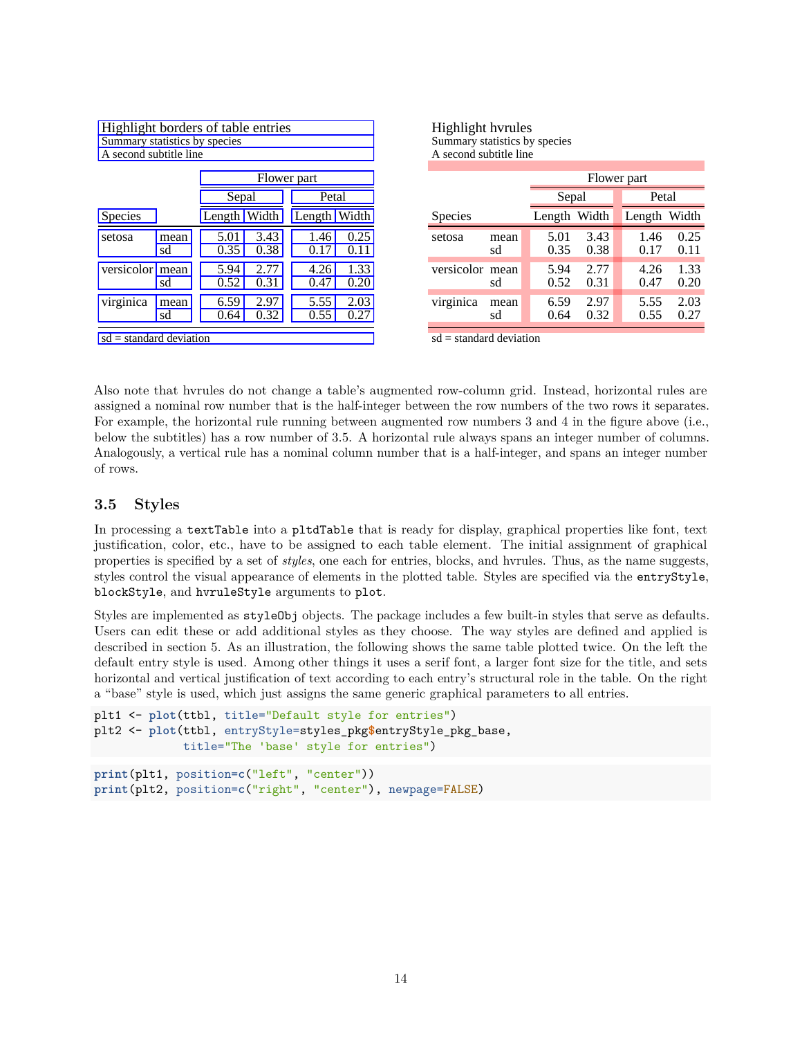**Highlight borders of table entries**
Summary statistics by species
A second subtitle line

| Species | | Flower part | | | |
|---|---|---|---|---|---|
| | | Sepal | | Petal | |
| | | Length | Width | Length | Width |
| setosa | mean | 5.01 | 3.43 | 1.46 | 0.25 |
| | sd | 0.35 | 0.38 | 0.17 | 0.11 |
| versicolor | mean | 5.94 | 2.77 | 4.26 | 1.33 |
| | sd | 0.52 | 0.31 | 0.47 | 0.20 |
| virginica | mean | 6.59 | 2.97 | 5.55 | 2.03 |
| | sd | 0.64 | 0.32 | 0.55 | 0.27 |

sd = standard deviation

**Highlight hvrules**
Summary statistics by species
A second subtitle line

| Species | | Flower part | | | |
|---|---|---|---|---|---|
| | | Sepal | | Petal | |
| | | Length | Width | Length | Width |
| setosa | mean | 5.01 | 3.43 | 1.46 | 0.25 |
| | sd | 0.35 | 0.38 | 0.17 | 0.11 |
| versicolor | mean | 5.94 | 2.77 | 4.26 | 1.33 |
| | sd | 0.52 | 0.31 | 0.47 | 0.20 |
| virginica | mean | 6.59 | 2.97 | 5.55 | 2.03 |
| | sd | 0.64 | 0.32 | 0.55 | 0.27 |

sd = standard deviation

Also note that hvrules do not change a table's augmented row-column grid. Instead, horizontal rules are assigned a nominal row number that is the half-integer between the row numbers of the two rows it separates. For example, the horizontal rule running between augmented row numbers 3 and 4 in the figure above (i.e., below the subtitles) has a row number of 3.5. A horizontal rule always spans an integer number of columns. Analogously, a vertical rule has a nominal column number that is a half-integer, and spans an integer number of rows.

### 3.5 Styles

In processing a `textTable` into a `pltdTable` that is ready for display, graphical properties like font, text justification, color, etc., have to be assigned to each table element. The initial assignment of graphical properties is specified by a set of *styles*, one each for entries, blocks, and hvrules. Thus, as the name suggests, styles control the visual appearance of elements in the plotted table. Styles are specified via the `entryStyle`, `blockStyle`, and `hvruleStyle` arguments to `plot`.

Styles are implemented as `styleObj` objects. The package includes a few built-in styles that serve as defaults. Users can edit these or add additional styles as they choose. The way styles are defined and applied is described in section 5. As an illustration, the following shows the same table plotted twice. On the left the default entry style is used. Among other things it uses a serif font, a larger font size for the title, and sets horizontal and vertical justification of text according to each entry's structural role in the table. On the right a "base" style is used, which just assigns the same generic graphical parameters to all entries.

```
plt1 <- plot(ttbl, title="Default style for entries")
plt2 <- plot(ttbl, entryStyle=styles_pkg$entryStyle_pkg_base,
             title="The 'base' style for entries")
```

```
print(plt1, position=c("left", "center"))
print(plt2, position=c("right", "center"), newpage=FALSE)
```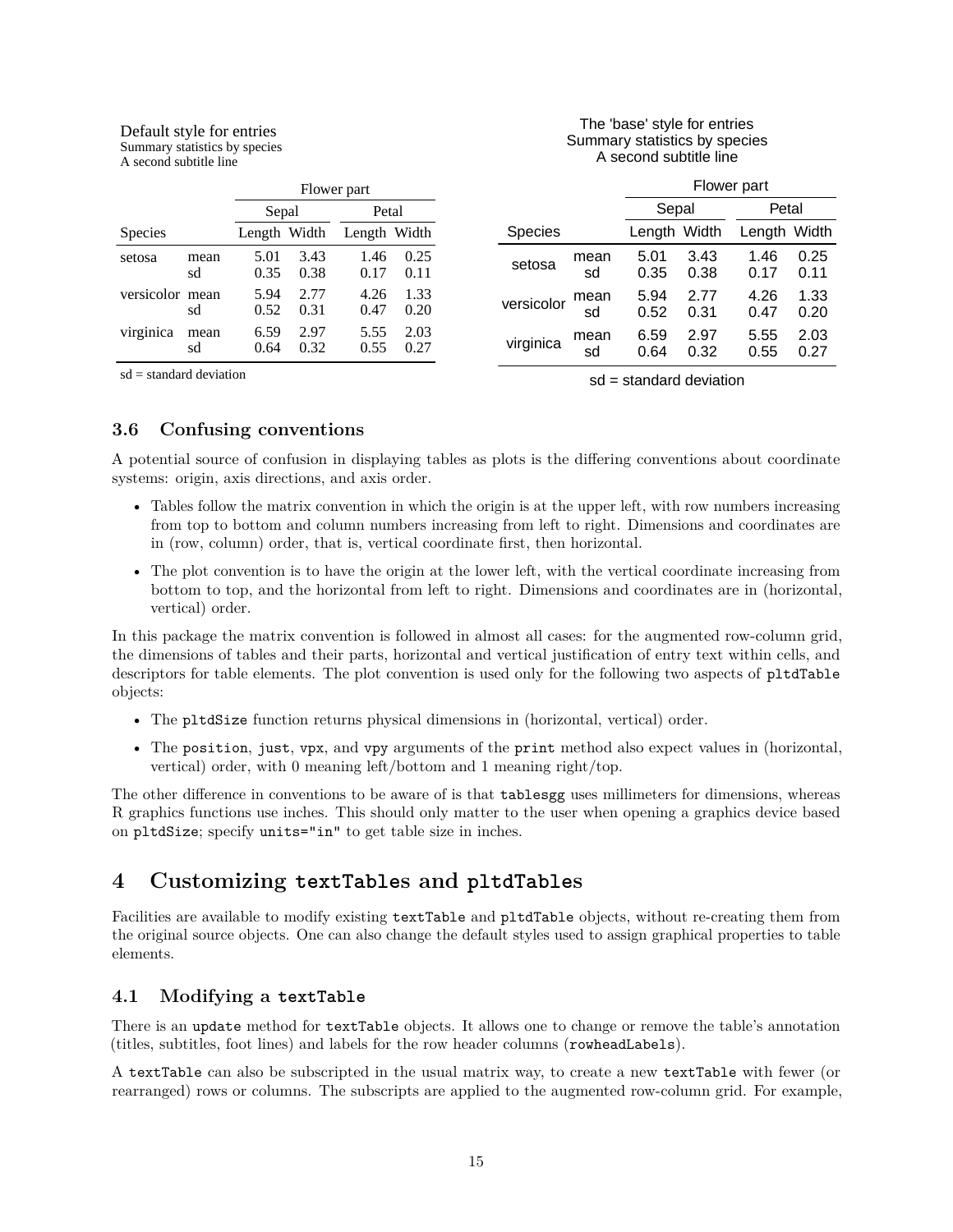Default style for entries
Summary statistics by species
A second subtitle line

| | | Flower part | | | |
|---|---|---|---|---|---|
| | | Sepal | | Petal | |
| Species | | Length | Width | Length | Width |
| setosa | mean | 5.01 | 3.43 | 1.46 | 0.25 |
| | sd | 0.35 | 0.38 | 0.17 | 0.11 |
| versicolor | mean | 5.94 | 2.77 | 4.26 | 1.33 |
| | sd | 0.52 | 0.31 | 0.47 | 0.20 |
| virginica | mean | 6.59 | 2.97 | 5.55 | 2.03 |
| | sd | 0.64 | 0.32 | 0.55 | 0.27 |

sd = standard deviation

The 'base' style for entries
Summary statistics by species
A second subtitle line

| | | Flower part | | | |
|---|---|---|---|---|---|
| | | Sepal | | Petal | |
| Species | | Length | Width | Length | Width |
| setosa | mean | 5.01 | 3.43 | 1.46 | 0.25 |
| | sd | 0.35 | 0.38 | 0.17 | 0.11 |
| versicolor | mean | 5.94 | 2.77 | 4.26 | 1.33 |
| | sd | 0.52 | 0.31 | 0.47 | 0.20 |
| virginica | mean | 6.59 | 2.97 | 5.55 | 2.03 |
| | sd | 0.64 | 0.32 | 0.55 | 0.27 |

sd = standard deviation

### 3.6 Confusing conventions

A potential source of confusion in displaying tables as plots is the differing conventions about coordinate systems: origin, axis directions, and axis order.

- Tables follow the matrix convention in which the origin is at the upper left, with row numbers increasing from top to bottom and column numbers increasing from left to right. Dimensions and coordinates are in (row, column) order, that is, vertical coordinate first, then horizontal.
- The plot convention is to have the origin at the lower left, with the vertical coordinate increasing from bottom to top, and the horizontal from left to right. Dimensions and coordinates are in (horizontal, vertical) order.

In this package the matrix convention is followed in almost all cases: for the augmented row-column grid, the dimensions of tables and their parts, horizontal and vertical justification of entry text within cells, and descriptors for table elements. The plot convention is used only for the following two aspects of `pltdTable` objects:

- The `pltdSize` function returns physical dimensions in (horizontal, vertical) order.
- The `position`, `just`, `vpx`, and `vpy` arguments of the `print` method also expect values in (horizontal, vertical) order, with 0 meaning left/bottom and 1 meaning right/top.

The other difference in conventions to be aware of is that `tablesgg` uses millimeters for dimensions, whereas R graphics functions use inches. This should only matter to the user when opening a graphics device based on `pltdSize`; specify `units="in"` to get table size in inches.

## 4 Customizing `textTables` and `pltdTables`

Facilities are available to modify existing `textTable` and `pltdTable` objects, without re-creating them from the original source objects. One can also change the default styles used to assign graphical properties to table elements.

### 4.1 Modifying a `textTable`

There is an `update` method for `textTable` objects. It allows one to change or remove the table's annotation (titles, subtitles, foot lines) and labels for the row header columns (`rowheadLabels`).

A `textTable` can also be subscripted in the usual matrix way, to create a new `textTable` with fewer (or rearranged) rows or columns. The subscripts are applied to the augmented row-column grid. For example,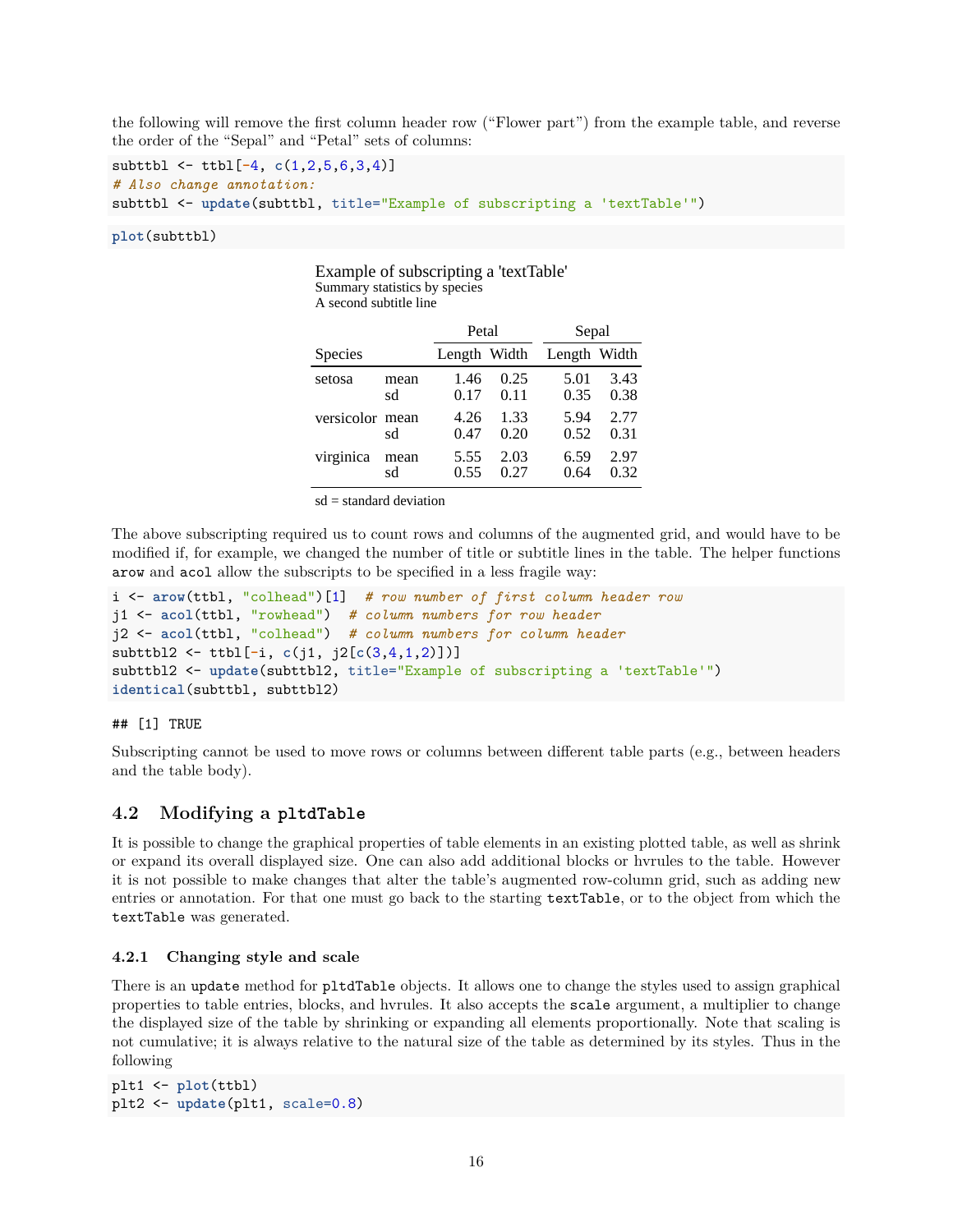the following will remove the first column header row ("Flower part") from the example table, and reverse the order of the "Sepal" and "Petal" sets of columns:

```
subttbl <- ttbl[-4, c(1,2,5,6,3,4)]
# Also change annotation:
subttbl <- update(subttbl, title="Example of subscripting a 'textTable'")
```

```
plot(subttbl)
```

Example of subscripting a 'textTable'
Summary statistics by species
A second subtitle line

| | | Petal | | Sepal | |
|---|---|---|---|---|---|
| Species | | Length | Width | Length | Width |
| setosa | mean | 1.46 | 0.25 | 5.01 | 3.43 |
| | sd | 0.17 | 0.11 | 0.35 | 0.38 |
| versicolor | mean | 4.26 | 1.33 | 5.94 | 2.77 |
| | sd | 0.47 | 0.20 | 0.52 | 0.31 |
| virginica | mean | 5.55 | 2.03 | 6.59 | 2.97 |
| | sd | 0.55 | 0.27 | 0.64 | 0.32 |

sd = standard deviation

The above subscripting required us to count rows and columns of the augmented grid, and would have to be modified if, for example, we changed the number of title or subtitle lines in the table. The helper functions `arow` and `acol` allow the subscripts to be specified in a less fragile way:

```
i <- arow(ttbl, "colhead")[1]  # row number of first column header row
j1 <- acol(ttbl, "rowhead")  # column numbers for row header
j2 <- acol(ttbl, "colhead")  # column numbers for column header
subttbl2 <- ttbl[-i, c(j1, j2[c(3,4,1,2)])]
subttbl2 <- update(subttbl2, title="Example of subscripting a 'textTable'")
identical(subttbl, subttbl2)
```

```
## [1] TRUE
```

Subscripting cannot be used to move rows or columns between different table parts (e.g., between headers and the table body).

## 4.2 Modifying a `pltdTable`

It is possible to change the graphical properties of table elements in an existing plotted table, as well as shrink or expand its overall displayed size. One can also add additional blocks or hvrules to the table. However it is not possible to make changes that alter the table's augmented row-column grid, such as adding new entries or annotation. For that one must go back to the starting `textTable`, or to the object from which the `textTable` was generated.

### 4.2.1 Changing style and scale

There is an `update` method for `pltdTable` objects. It allows one to change the styles used to assign graphical properties to table entries, blocks, and hvrules. It also accepts the `scale` argument, a multiplier to change the displayed size of the table by shrinking or expanding all elements proportionally. Note that scaling is not cumulative; it is always relative to the natural size of the table as determined by its styles. Thus in the following

```
plt1 <- plot(ttbl)
plt2 <- update(plt1, scale=0.8)
```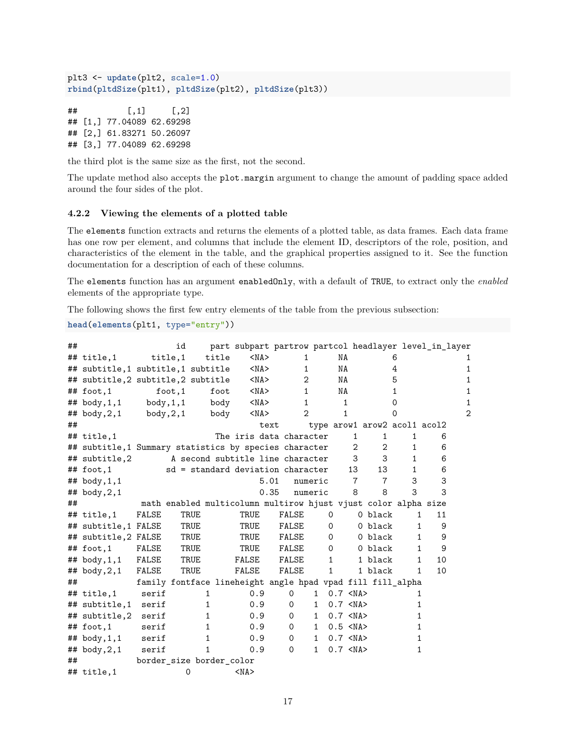```r
plt3 <- update(plt2, scale=1.0)
rbind(pltdSize(plt1), pltdSize(plt2), pltdSize(plt3))
```

```
##          [,1]     [,2]
## [1,] 77.04089 62.69298
## [2,] 61.83271 50.26097
## [3,] 77.04089 62.69298
```

the third plot is the same size as the first, not the second.

The update method also accepts the `plot.margin` argument to change the amount of padding space added around the four sides of the plot.

### 4.2.2 Viewing the elements of a plotted table

The `elements` function extracts and returns the elements of a plotted table, as data frames. Each data frame has one row per element, and columns that include the element ID, descriptors of the role, position, and characteristics of the element in the table, and the graphical properties assigned to it. See the function documentation for a description of each of these columns.

The `elements` function has an argument `enabledOnly`, with a default of `TRUE`, to extract only the *enabled* elements of the appropriate type.

The following shows the first few entry elements of the table from the previous subsection:

```r
head(elements(plt1, type="entry"))
```

```
##                    id     part subpart partrow partcol headlayer level_in_layer
## title,1       title,1    title    <NA>       1      NA         6              1
## subtitle,1 subtitle,1 subtitle    <NA>       1      NA         4              1
## subtitle,2 subtitle,2 subtitle    <NA>       2      NA         5              1
## foot,1         foot,1     foot    <NA>       1      NA         1              1
## body,1,1     body,1,1     body    <NA>       1       1         0              1
## body,2,1     body,2,1     body    <NA>       2       1         0              2
##                                        text      type arow1 arow2 acol1 acol2
## title,1                       The iris data character     1     1     1     6
## subtitle,1 Summary statistics by species character     2     2     1     6
## subtitle,2          A second subtitle line character     3     3     1     6
## foot,1              sd = standard deviation character    13    13     1     6
## body,1,1                               5.01   numeric     7     7     3     3
## body,2,1                               0.35   numeric     8     8     3     3
##             math enabled multicolumn multirow hjust vjust color alpha size
## title,1    FALSE    TRUE        TRUE    FALSE     0     0 black     1   11
## subtitle,1 FALSE    TRUE        TRUE    FALSE     0     0 black     1    9
## subtitle,2 FALSE    TRUE        TRUE    FALSE     0     0 black     1    9
## foot,1     FALSE    TRUE        TRUE    FALSE     0     0 black     1    9
## body,1,1   FALSE    TRUE       FALSE    FALSE     1     1 black     1   10
## body,2,1   FALSE    TRUE       FALSE    FALSE     1     1 black     1   10
##            family fontface lineheight angle hpad vpad fill fill_alpha
## title,1     serif        1        0.9     0    1  0.7 <NA>          1
## subtitle,1  serif        1        0.9     0    1  0.7 <NA>          1
## subtitle,2  serif        1        0.9     0    1  0.7 <NA>          1
## foot,1      serif        1        0.9     0    1  0.5 <NA>          1
## body,1,1    serif        1        0.9     0    1  0.7 <NA>          1
## body,2,1    serif        1        0.9     0    1  0.7 <NA>          1
##            border_size border_color
## title,1              0         <NA>
```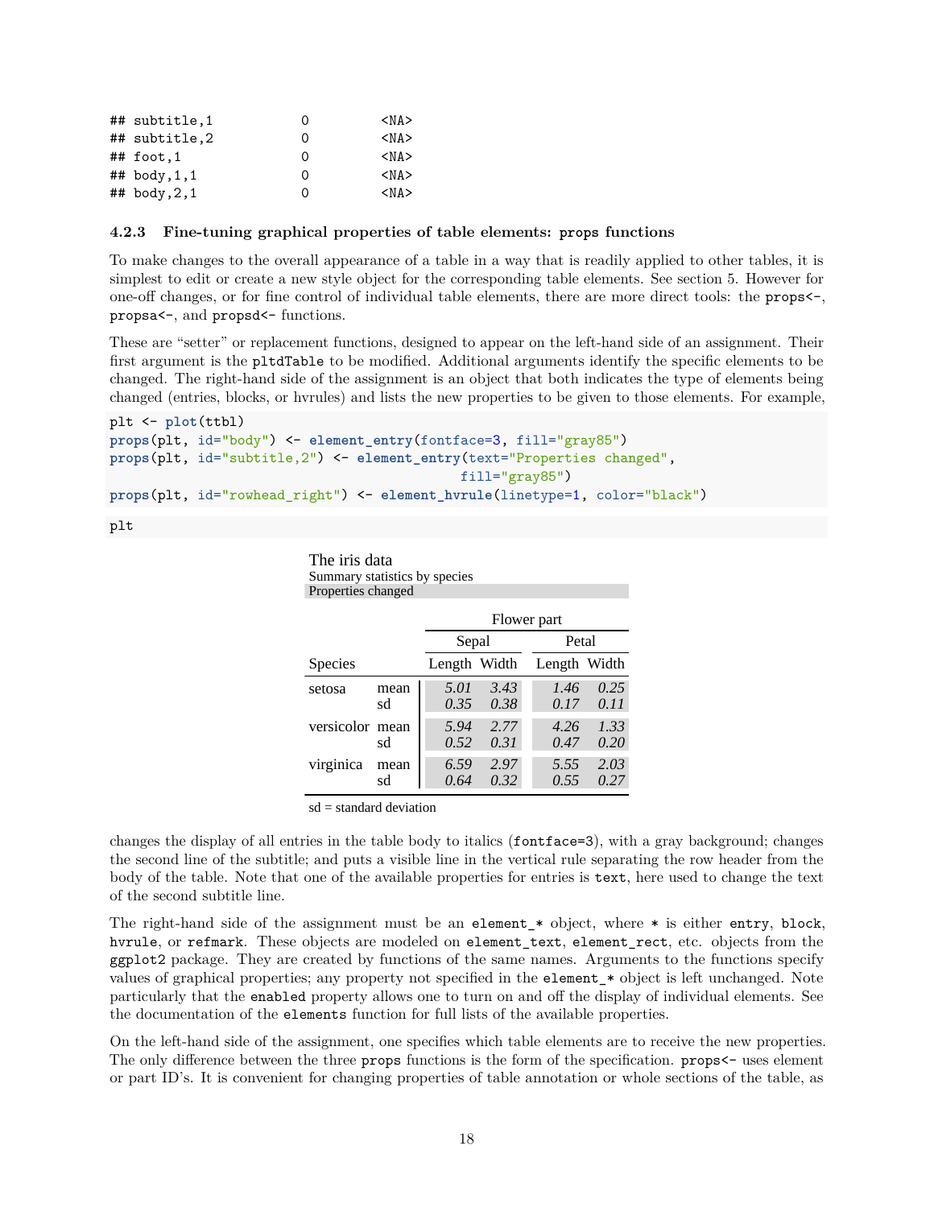```
## subtitle,1            0          <NA>
## subtitle,2            0          <NA>
## foot,1                0          <NA>
## body,1,1              0          <NA>
## body,2,1              0          <NA>
```

### 4.2.3 Fine-tuning graphical properties of table elements: `props` functions

To make changes to the overall appearance of a table in a way that is readily applied to other tables, it is simplest to edit or create a new style object for the corresponding table elements. See section 5. However for one-off changes, or for fine control of individual table elements, there are more direct tools: the `props<-`, `propsa<-`, and `propsd<-` functions.

These are "setter" or replacement functions, designed to appear on the left-hand side of an assignment. Their first argument is the `pltdTable` to be modified. Additional arguments identify the specific elements to be changed. The right-hand side of the assignment is an object that both indicates the type of elements being changed (entries, blocks, or hvrules) and lists the new properties to be given to those elements. For example,

```
plt <- plot(ttbl)
props(plt, id="body") <- element_entry(fontface=3, fill="gray85")
props(plt, id="subtitle,2") <- element_entry(text="Properties changed",
                                             fill="gray85")
props(plt, id="rowhead_right") <- element_hvrule(linetype=1, color="black")
```

```
plt
```

The iris data
Summary statistics by species
Properties changed

| | | Flower part | | | |
|---|---|---|---|---|---|
| | | Sepal | | Petal | |
| Species | | Length | Width | Length | Width |
| setosa | mean | *5.01* | *3.43* | *1.46* | *0.25* |
| | sd | *0.35* | *0.38* | *0.17* | *0.11* |
| versicolor | mean | *5.94* | *2.77* | *4.26* | *1.33* |
| | sd | *0.52* | *0.31* | *0.47* | *0.20* |
| virginica | mean | *6.59* | *2.97* | *5.55* | *2.03* |
| | sd | *0.64* | *0.32* | *0.55* | *0.27* |

sd = standard deviation

changes the display of all entries in the table body to italics (`fontface=3`), with a gray background; changes the second line of the subtitle; and puts a visible line in the vertical rule separating the row header from the body of the table. Note that one of the available properties for entries is `text`, here used to change the text of the second subtitle line.

The right-hand side of the assignment must be an `element_*` object, where `*` is either `entry`, `block`, `hvrule`, or `refmark`. These objects are modeled on `element_text`, `element_rect`, etc. objects from the `ggplot2` package. They are created by functions of the same names. Arguments to the functions specify values of graphical properties; any property not specified in the `element_*` object is left unchanged. Note particularly that the `enabled` property allows one to turn on and off the display of individual elements. See the documentation of the `elements` function for full lists of the available properties.

On the left-hand side of the assignment, one specifies which table elements are to receive the new properties. The only difference between the three `props` functions is the form of the specification. `props<-` uses element or part ID's. It is convenient for changing properties of table annotation or whole sections of the table, as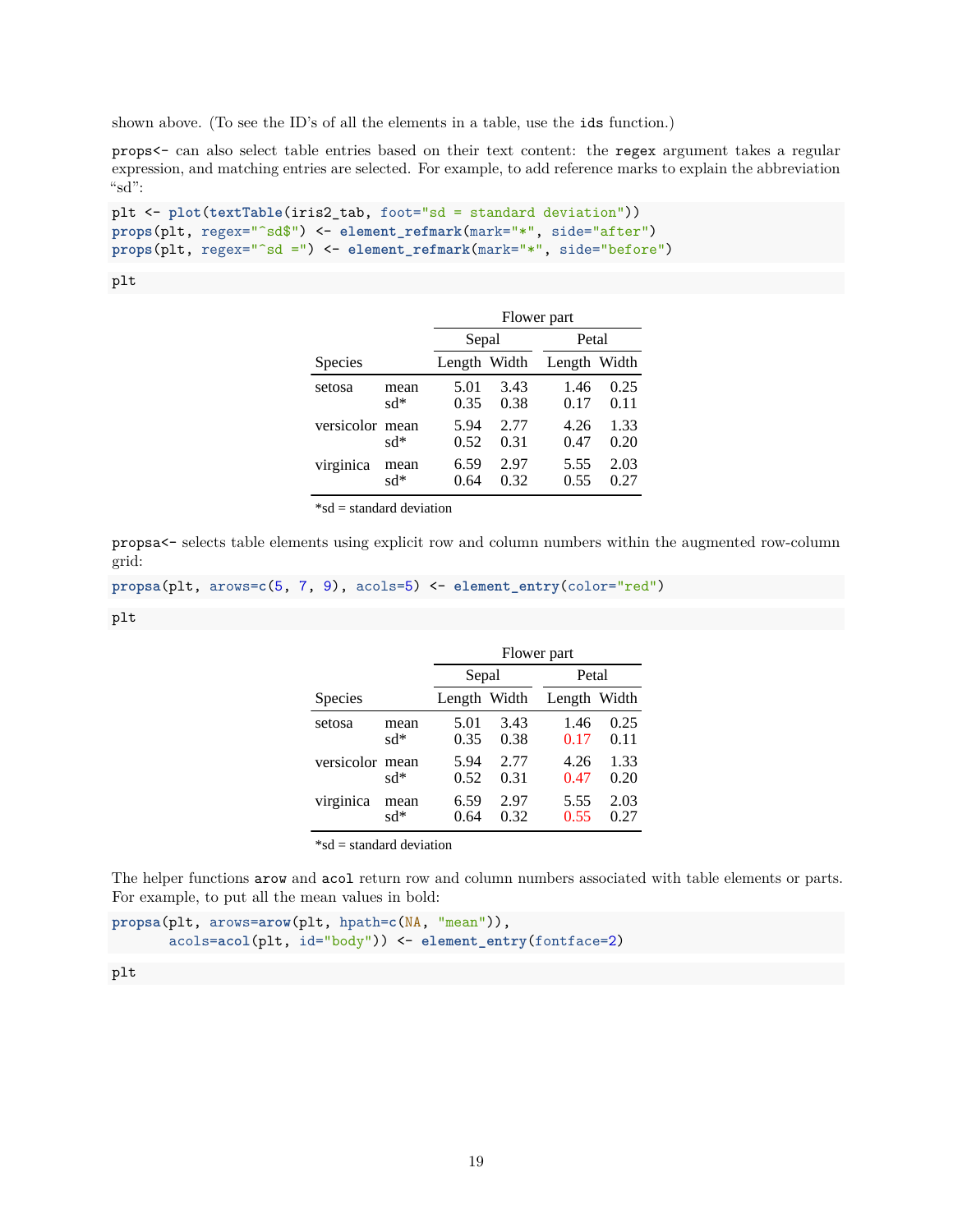shown above. (To see the ID's of all the elements in a table, use the `ids` function.)

`props<-` can also select table entries based on their text content: the `regex` argument takes a regular expression, and matching entries are selected. For example, to add reference marks to explain the abbreviation "sd":

```
plt <- plot(textTable(iris2_tab, foot="sd = standard deviation"))
props(plt, regex="^sd$") <- element_refmark(mark="*", side="after")
props(plt, regex="^sd =") <- element_refmark(mark="*", side="before")
```

```
plt
```

| | | Flower part | | | |
|---|---|---|---|---|---|
| | | Sepal | | Petal | |
| Species | | Length | Width | Length | Width |
| setosa | mean | 5.01 | 3.43 | 1.46 | 0.25 |
| | sd* | 0.35 | 0.38 | 0.17 | 0.11 |
| versicolor | mean | 5.94 | 2.77 | 4.26 | 1.33 |
| | sd* | 0.52 | 0.31 | 0.47 | 0.20 |
| virginica | mean | 6.59 | 2.97 | 5.55 | 2.03 |
| | sd* | 0.64 | 0.32 | 0.55 | 0.27 |

*sd = standard deviation

`propsa<-` selects table elements using explicit row and column numbers within the augmented row-column grid:

```
propsa(plt, arows=c(5, 7, 9), acols=5) <- element_entry(color="red")
```

```
plt
```

| | | Flower part | | | |
|---|---|---|---|---|---|
| | | Sepal | | Petal | |
| Species | | Length | Width | Length | Width |
| setosa | mean | 5.01 | 3.43 | 1.46 | 0.25 |
| | sd* | 0.35 | 0.38 | 0.17 | 0.11 |
| versicolor | mean | 5.94 | 2.77 | 4.26 | 1.33 |
| | sd* | 0.52 | 0.31 | 0.47 | 0.20 |
| virginica | mean | 6.59 | 2.97 | 5.55 | 2.03 |
| | sd* | 0.64 | 0.32 | 0.55 | 0.27 |

*sd = standard deviation

The helper functions `arow` and `acol` return row and column numbers associated with table elements or parts. For example, to put all the mean values in bold:

```
propsa(plt, arows=arow(plt, hpath=c(NA, "mean")),
       acols=acol(plt, id="body")) <- element_entry(fontface=2)
```

```
plt
```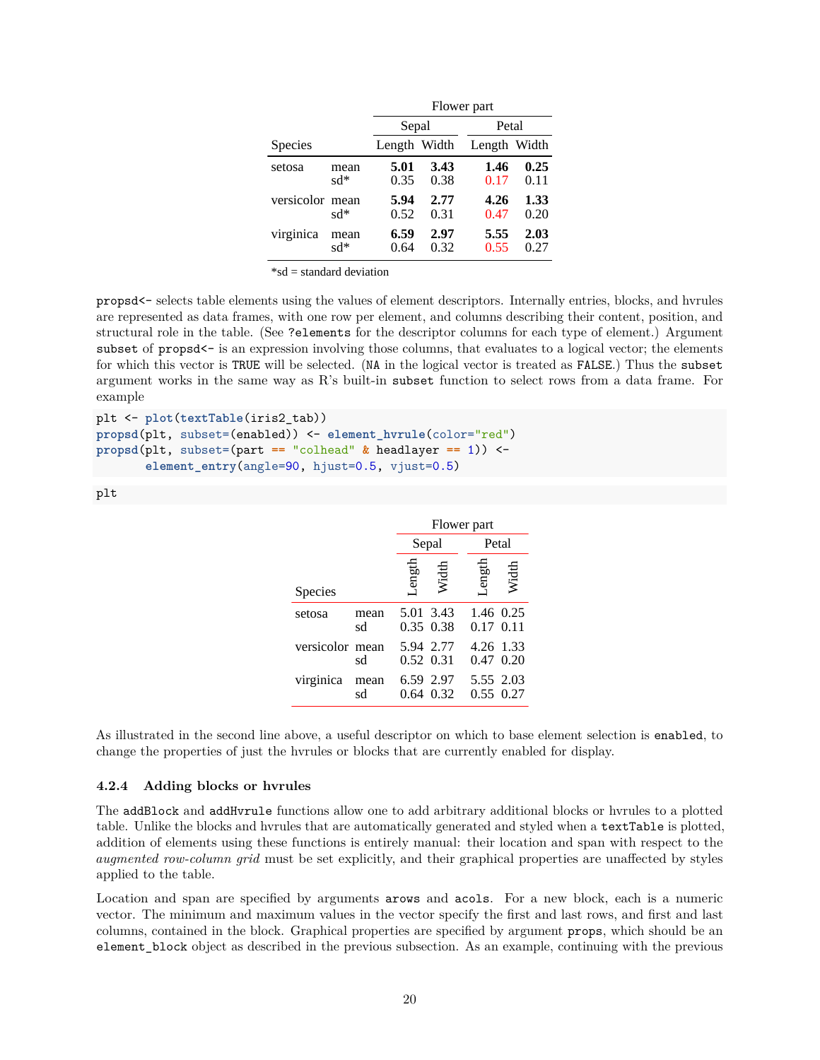| Species | | Flower part | | | |
|---|---|---|---|---|---|
| | | Sepal | | Petal | |
| | | Length | Width | Length | Width |
| setosa | mean | **5.01** | **3.43** | **1.46** | **0.25** |
| | sd* | 0.35 | 0.38 | 0.17 | 0.11 |
| versicolor | mean | **5.94** | **2.77** | **4.26** | **1.33** |
| | sd* | 0.52 | 0.31 | 0.47 | 0.20 |
| virginica | mean | **6.59** | **2.97** | **5.55** | **2.03** |
| | sd* | 0.64 | 0.32 | 0.55 | 0.27 |

*sd = standard deviation

`propsd<-` selects table elements using the values of element descriptors. Internally entries, blocks, and hvrules are represented as data frames, with one row per element, and columns describing their content, position, and structural role in the table. (See `?elements` for the descriptor columns for each type of element.) Argument `subset` of `propsd<-` is an expression involving those columns, that evaluates to a logical vector; the elements for which this vector is `TRUE` will be selected. (`NA` in the logical vector is treated as `FALSE`.) Thus the `subset` argument works in the same way as R's built-in `subset` function to select rows from a data frame. For example

```
plt <- plot(textTable(iris2_tab))
propsd(plt, subset=(enabled)) <- element_hvrule(color="red")
propsd(plt, subset=(part == "colhead" & headlayer == 1)) <-
       element_entry(angle=90, hjust=0.5, vjust=0.5)
```

```
plt
```

| Species | | Flower part | | | |
|---|---|---|---|---|---|
| | | Sepal | | Petal | |
| | | Length | Width | Length | Width |
| setosa | mean | 5.01 | 3.43 | 1.46 | 0.25 |
| | sd | 0.35 | 0.38 | 0.17 | 0.11 |
| versicolor | mean | 5.94 | 2.77 | 4.26 | 1.33 |
| | sd | 0.52 | 0.31 | 0.47 | 0.20 |
| virginica | mean | 6.59 | 2.97 | 5.55 | 2.03 |
| | sd | 0.64 | 0.32 | 0.55 | 0.27 |

As illustrated in the second line above, a useful descriptor on which to base element selection is `enabled`, to change the properties of just the hvrules or blocks that are currently enabled for display.

### 4.2.4 Adding blocks or hvrules

The `addBlock` and `addHvrule` functions allow one to add arbitrary additional blocks or hvrules to a plotted table. Unlike the blocks and hvrules that are automatically generated and styled when a `textTable` is plotted, addition of elements using these functions is entirely manual: their location and span with respect to the *augmented row-column grid* must be set explicitly, and their graphical properties are unaffected by styles applied to the table.

Location and span are specified by arguments `arows` and `acols`. For a new block, each is a numeric vector. The minimum and maximum values in the vector specify the first and last rows, and first and last columns, contained in the block. Graphical properties are specified by argument `props`, which should be an `element_block` object as described in the previous subsection. As an example, continuing with the previous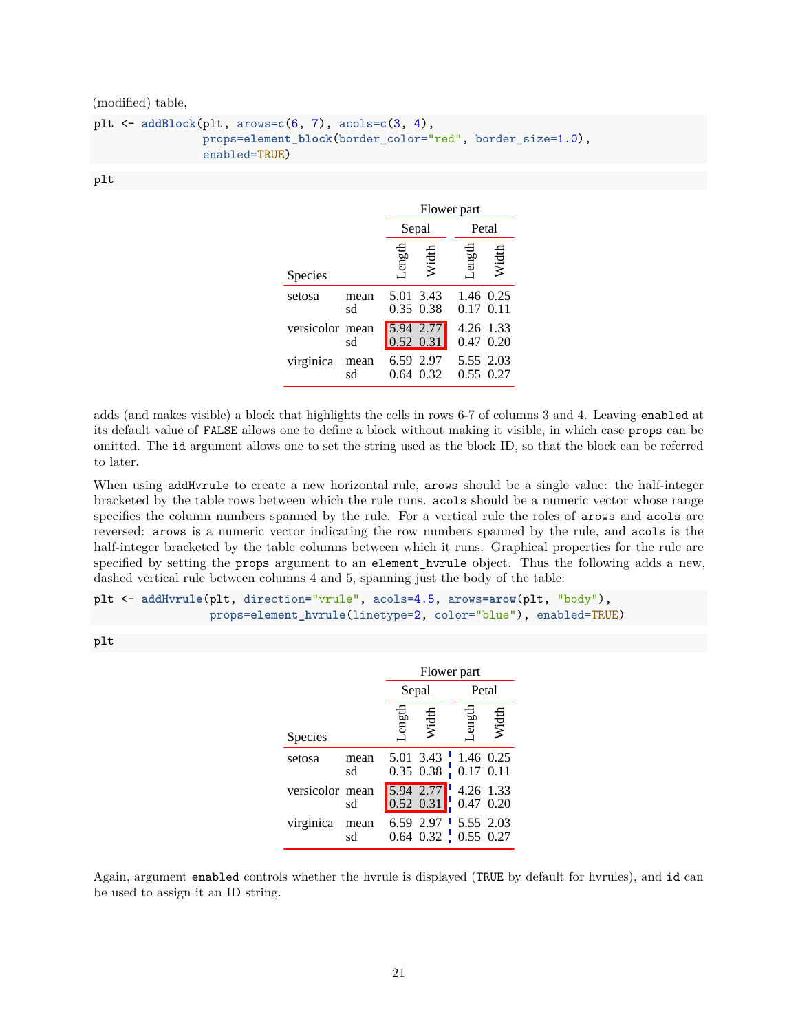(modified) table,

```
plt <- addBlock(plt, arows=c(6, 7), acols=c(3, 4),
                props=element_block(border_color="red", border_size=1.0),
                enabled=TRUE)
```

```
plt
```

| Species | | Flower part | | | |
|---|---|---|---|---|---|
| | | Sepal | | Petal | |
| | | Length | Width | Length | Width |
| setosa | mean | 5.01 | 3.43 | 1.46 | 0.25 |
| | sd | 0.35 | 0.38 | 0.17 | 0.11 |
| versicolor | mean | 5.94 | 2.77 | 4.26 | 1.33 |
| | sd | 0.52 | 0.31 | 0.47 | 0.20 |
| virginica | mean | 6.59 | 2.97 | 5.55 | 2.03 |
| | sd | 0.64 | 0.32 | 0.55 | 0.27 |

adds (and makes visible) a block that highlights the cells in rows 6-7 of columns 3 and 4. Leaving `enabled` at its default value of `FALSE` allows one to define a block without making it visible, in which case `props` can be omitted. The `id` argument allows one to set the string used as the block ID, so that the block can be referred to later.

When using `addHvrule` to create a new horizontal rule, `arows` should be a single value: the half-integer bracketed by the table rows between which the rule runs. `acols` should be a numeric vector whose range specifies the column numbers spanned by the rule. For a vertical rule the roles of `arows` and `acols` are reversed: `arows` is a numeric vector indicating the row numbers spanned by the rule, and `acols` is the half-integer bracketed by the table columns between which it runs. Graphical properties for the rule are specified by setting the `props` argument to an `element_hvrule` object. Thus the following adds a new, dashed vertical rule between columns 4 and 5, spanning just the body of the table:

```
plt <- addHvrule(plt, direction="vrule", acols=4.5, arows=arow(plt, "body"),
                 props=element_hvrule(linetype=2, color="blue"), enabled=TRUE)
```

```
plt
```

| Species | | Flower part | | | |
|---|---|---|---|---|---|
| | | Sepal | | Petal | |
| | | Length | Width | Length | Width |
| setosa | mean | 5.01 | 3.43 | 1.46 | 0.25 |
| | sd | 0.35 | 0.38 | 0.17 | 0.11 |
| versicolor | mean | 5.94 | 2.77 | 4.26 | 1.33 |
| | sd | 0.52 | 0.31 | 0.47 | 0.20 |
| virginica | mean | 6.59 | 2.97 | 5.55 | 2.03 |
| | sd | 0.64 | 0.32 | 0.55 | 0.27 |

Again, argument `enabled` controls whether the hvrule is displayed (`TRUE` by default for hvrules), and `id` can be used to assign it an ID string.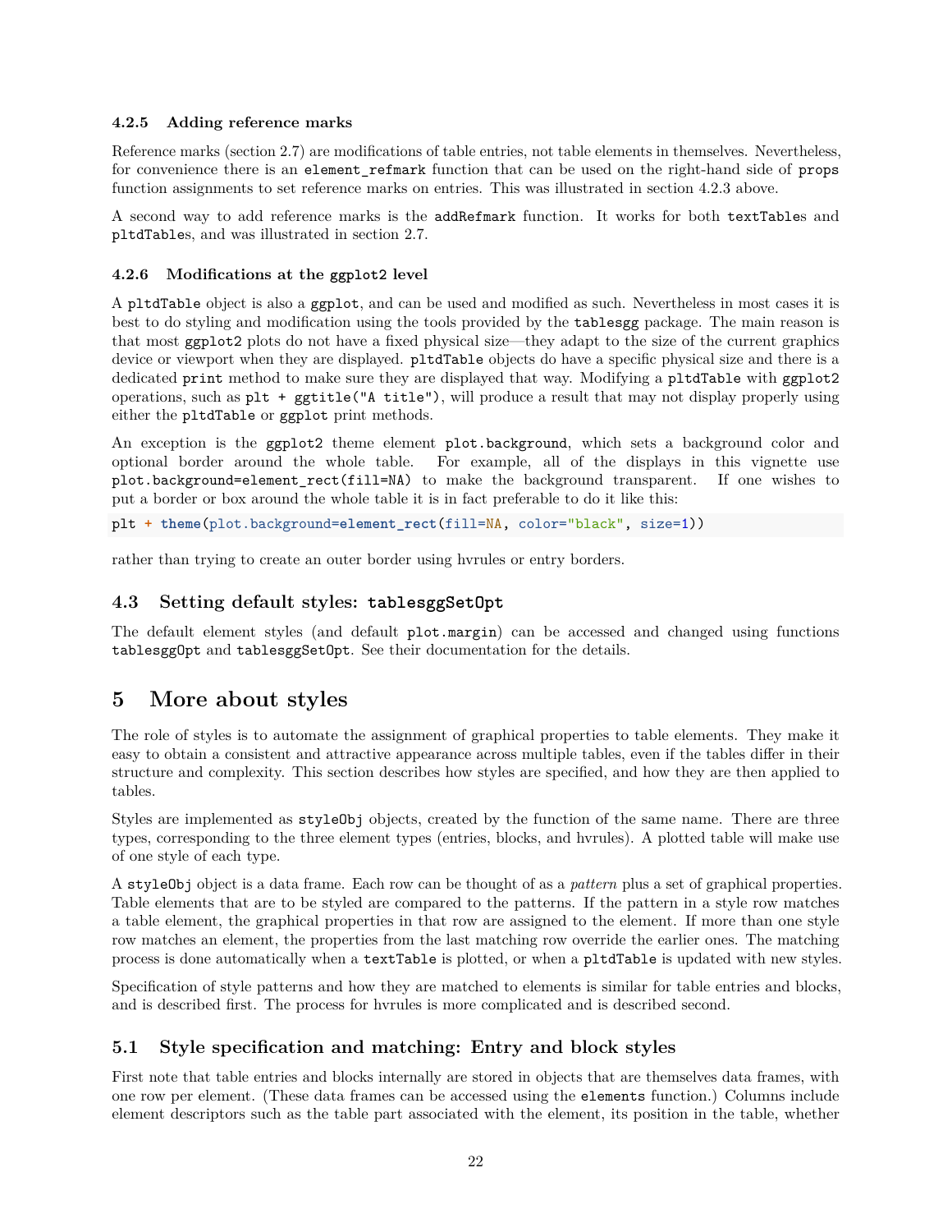#### 4.2.5 Adding reference marks

Reference marks (section 2.7) are modifications of table entries, not table elements in themselves. Nevertheless, for convenience there is an `element_refmark` function that can be used on the right-hand side of `props` function assignments to set reference marks on entries. This was illustrated in section 4.2.3 above.

A second way to add reference marks is the `addRefmark` function. It works for both `textTable`s and `pltdTable`s, and was illustrated in section 2.7.

#### 4.2.6 Modifications at the ggplot2 level

A `pltdTable` object is also a `ggplot`, and can be used and modified as such. Nevertheless in most cases it is best to do styling and modification using the tools provided by the `tablesgg` package. The main reason is that most `ggplot2` plots do not have a fixed physical size—they adapt to the size of the current graphics device or viewport when they are displayed. `pltdTable` objects do have a specific physical size and there is a dedicated `print` method to make sure they are displayed that way. Modifying a `pltdTable` with `ggplot2` operations, such as `plt + ggtitle("A title")`, will produce a result that may not display properly using either the `pltdTable` or `ggplot` print methods.

An exception is the `ggplot2` theme element `plot.background`, which sets a background color and optional border around the whole table. For example, all of the displays in this vignette use `plot.background=element_rect(fill=NA)` to make the background transparent. If one wishes to put a border or box around the whole table it is in fact preferable to do it like this:

```
plt + theme(plot.background=element_rect(fill=NA, color="black", size=1))
```

rather than trying to create an outer border using hvrules or entry borders.

### 4.3 Setting default styles: `tablesggSetOpt`

The default element styles (and default `plot.margin`) can be accessed and changed using functions `tablesggOpt` and `tablesggSetOpt`. See their documentation for the details.

## 5 More about styles

The role of styles is to automate the assignment of graphical properties to table elements. They make it easy to obtain a consistent and attractive appearance across multiple tables, even if the tables differ in their structure and complexity. This section describes how styles are specified, and how they are then applied to tables.

Styles are implemented as `styleObj` objects, created by the function of the same name. There are three types, corresponding to the three element types (entries, blocks, and hvrules). A plotted table will make use of one style of each type.

A `styleObj` object is a data frame. Each row can be thought of as a *pattern* plus a set of graphical properties. Table elements that are to be styled are compared to the patterns. If the pattern in a style row matches a table element, the graphical properties in that row are assigned to the element. If more than one style row matches an element, the properties from the last matching row override the earlier ones. The matching process is done automatically when a `textTable` is plotted, or when a `pltdTable` is updated with new styles.

Specification of style patterns and how they are matched to elements is similar for table entries and blocks, and is described first. The process for hvrules is more complicated and is described second.

### 5.1 Style specification and matching: Entry and block styles

First note that table entries and blocks internally are stored in objects that are themselves data frames, with one row per element. (These data frames can be accessed using the `elements` function.) Columns include element descriptors such as the table part associated with the element, its position in the table, whether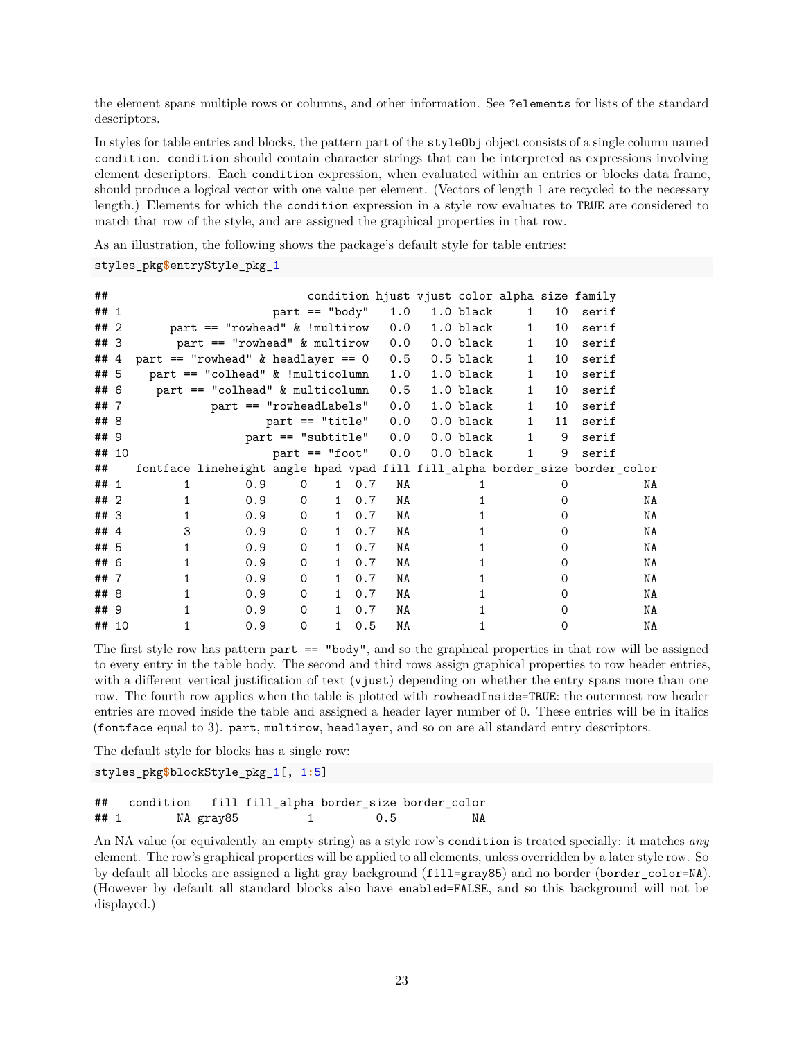the element spans multiple rows or columns, and other information. See `?elements` for lists of the standard descriptors.

In styles for table entries and blocks, the pattern part of the `styleObj` object consists of a single column named `condition`. `condition` should contain character strings that can be interpreted as expressions involving element descriptors. Each `condition` expression, when evaluated within an entries or blocks data frame, should produce a logical vector with one value per element. (Vectors of length 1 are recycled to the necessary length.) Elements for which the `condition` expression in a style row evaluates to `TRUE` are considered to match that row of the style, and are assigned the graphical properties in that row.

As an illustration, the following shows the package's default style for table entries:

```
styles_pkg$entryStyle_pkg_1
```

```
##                              condition hjust vjust color alpha size family
## 1                        part == "body"   1.0   1.0 black     1   10  serif
## 2       part == "rowhead" & !multirow   0.0   1.0 black     1   10  serif
## 3        part == "rowhead" & multirow   0.0   0.0 black     1   10  serif
## 4  part == "rowhead" & headlayer == 0   0.5   0.5 black     1   10  serif
## 5    part == "colhead" & !multicolumn   1.0   1.0 black     1   10  serif
## 6     part == "colhead" & multicolumn   0.5   1.0 black     1   10  serif
## 7             part == "rowheadLabels"   0.0   1.0 black     1   10  serif
## 8                       part == "title"   0.0   0.0 black     1   11  serif
## 9                    part == "subtitle"   0.0   0.0 black     1    9  serif
## 10                       part == "foot"   0.0   0.0 black     1    9  serif
##    fontface lineheight angle hpad vpad fill fill_alpha border_size border_color
## 1         1        0.9     0    1  0.7   NA          1           0           NA
## 2         1        0.9     0    1  0.7   NA          1           0           NA
## 3         1        0.9     0    1  0.7   NA          1           0           NA
## 4         3        0.9     0    1  0.7   NA          1           0           NA
## 5         1        0.9     0    1  0.7   NA          1           0           NA
## 6         1        0.9     0    1  0.7   NA          1           0           NA
## 7         1        0.9     0    1  0.7   NA          1           0           NA
## 8         1        0.9     0    1  0.7   NA          1           0           NA
## 9         1        0.9     0    1  0.7   NA          1           0           NA
## 10        1        0.9     0    1  0.5   NA          1           0           NA
```

The first style row has pattern `part == "body"`, and so the graphical properties in that row will be assigned to every entry in the table body. The second and third rows assign graphical properties to row header entries, with a different vertical justification of text (`vjust`) depending on whether the entry spans more than one row. The fourth row applies when the table is plotted with `rowheadInside=TRUE`: the outermost row header entries are moved inside the table and assigned a header layer number of 0. These entries will be in italics (`fontface` equal to 3). `part`, `multirow`, `headlayer`, and so on are all standard entry descriptors.

The default style for blocks has a single row:

```
styles_pkg$blockStyle_pkg_1[, 1:5]
```

```
##   condition   fill fill_alpha border_size border_color
## 1        NA gray85          1         0.5           NA
```

An NA value (or equivalently an empty string) as a style row's `condition` is treated specially: it matches *any* element. The row's graphical properties will be applied to all elements, unless overridden by a later style row. So by default all blocks are assigned a light gray background (`fill=gray85`) and no border (`border_color=NA`). (However by default all standard blocks also have `enabled=FALSE`, and so this background will not be displayed.)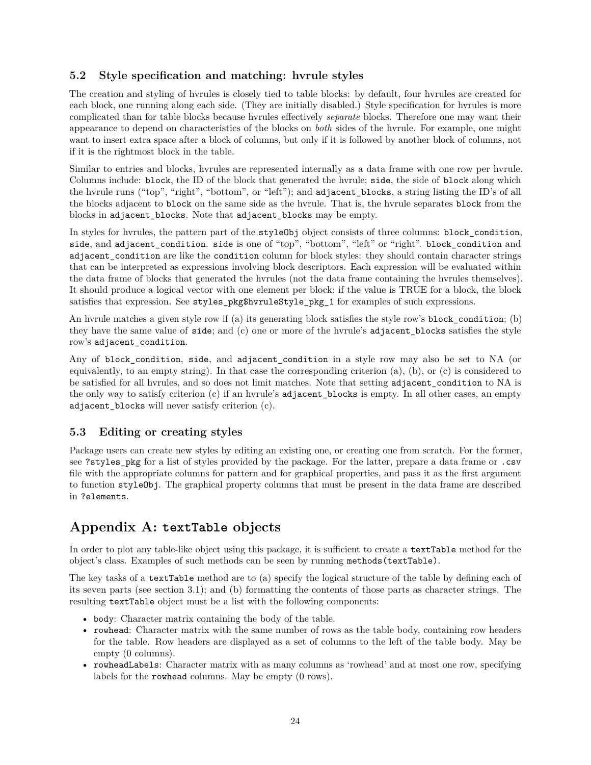### 5.2 Style specification and matching: hvrule styles

The creation and styling of hvrules is closely tied to table blocks: by default, four hvrules are created for each block, one running along each side. (They are initially disabled.) Style specification for hvrules is more complicated than for table blocks because hvrules effectively *separate* blocks. Therefore one may want their appearance to depend on characteristics of the blocks on *both* sides of the hvrule. For example, one might want to insert extra space after a block of columns, but only if it is followed by another block of columns, not if it is the rightmost block in the table.

Similar to entries and blocks, hvrules are represented internally as a data frame with one row per hvrule. Columns include: `block`, the ID of the block that generated the hvrule; `side`, the side of `block` along which the hvrule runs ("top", "right", "bottom", or "left"); and `adjacent_blocks`, a string listing the ID's of all the blocks adjacent to `block` on the same side as the hvrule. That is, the hvrule separates `block` from the blocks in `adjacent_blocks`. Note that `adjacent_blocks` may be empty.

In styles for hvrules, the pattern part of the `styleObj` object consists of three columns: `block_condition`, `side`, and `adjacent_condition`. `side` is one of "top", "bottom", "left" or "right". `block_condition` and `adjacent_condition` are like the `condition` column for block styles: they should contain character strings that can be interpreted as expressions involving block descriptors. Each expression will be evaluated within the data frame of blocks that generated the hvrules (not the data frame containing the hvrules themselves). It should produce a logical vector with one element per block; if the value is TRUE for a block, the block satisfies that expression. See `styles_pkg$hvruleStyle_pkg_1` for examples of such expressions.

An hvrule matches a given style row if (a) its generating block satisfies the style row's `block_condition`; (b) they have the same value of `side`; and (c) one or more of the hvrule's `adjacent_blocks` satisfies the style row's `adjacent_condition`.

Any of `block_condition`, `side`, and `adjacent_condition` in a style row may also be set to NA (or equivalently, to an empty string). In that case the corresponding criterion (a), (b), or (c) is considered to be satisfied for all hvrules, and so does not limit matches. Note that setting `adjacent_condition` to NA is the only way to satisfy criterion (c) if an hvrule's `adjacent_blocks` is empty. In all other cases, an empty `adjacent_blocks` will never satisfy criterion (c).

### 5.3 Editing or creating styles

Package users can create new styles by editing an existing one, or creating one from scratch. For the former, see `?styles_pkg` for a list of styles provided by the package. For the latter, prepare a data frame or `.csv` file with the appropriate columns for pattern and for graphical properties, and pass it as the first argument to function `styleObj`. The graphical property columns that must be present in the data frame are described in `?elements`.

## Appendix A: `textTable` objects

In order to plot any table-like object using this package, it is sufficient to create a `textTable` method for the object's class. Examples of such methods can be seen by running `methods(textTable)`.

The key tasks of a `textTable` method are to (a) specify the logical structure of the table by defining each of its seven parts (see section 3.1); and (b) formatting the contents of those parts as character strings. The resulting `textTable` object must be a list with the following components:

- `body`: Character matrix containing the body of the table.
- `rowhead`: Character matrix with the same number of rows as the table body, containing row headers for the table. Row headers are displayed as a set of columns to the left of the table body. May be empty (0 columns).
- `rowheadLabels`: Character matrix with as many columns as 'rowhead' and at most one row, specifying labels for the `rowhead` columns. May be empty (0 rows).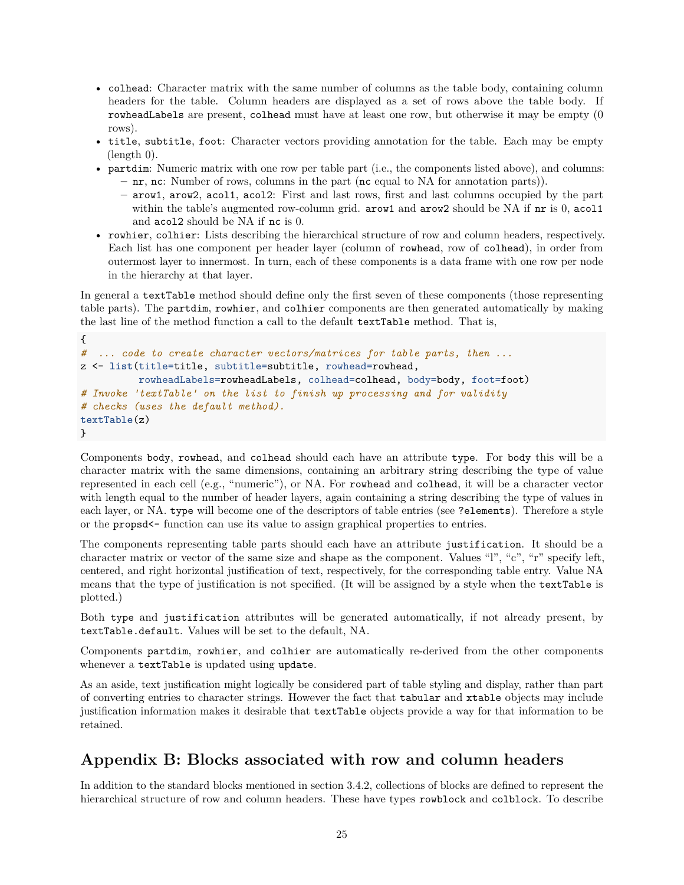- `colhead`: Character matrix with the same number of columns as the table body, containing column headers for the table. Column headers are displayed as a set of rows above the table body. If `rowheadLabels` are present, `colhead` must have at least one row, but otherwise it may be empty (0 rows).
- `title`, `subtitle`, `foot`: Character vectors providing annotation for the table. Each may be empty (length 0).
- `partdim`: Numeric matrix with one row per table part (i.e., the components listed above), and columns:
  - `nr`, `nc`: Number of rows, columns in the part (`nc` equal to NA for annotation parts)).
  - `arow1`, `arow2`, `acol1`, `acol2`: First and last rows, first and last columns occupied by the part within the table's augmented row-column grid. `arow1` and `arow2` should be NA if `nr` is 0, `acol1` and `acol2` should be NA if `nc` is 0.
- `rowhier`, `colhier`: Lists describing the hierarchical structure of row and column headers, respectively. Each list has one component per header layer (column of `rowhead`, row of `colhead`), in order from outermost layer to innermost. In turn, each of these components is a data frame with one row per node in the hierarchy at that layer.

In general a `textTable` method should define only the first seven of these components (those representing table parts). The `partdim`, `rowhier`, and `colhier` components are then generated automatically by making the last line of the method function a call to the default `textTable` method. That is,

```
{
#  ... code to create character vectors/matrices for table parts, then ...
z <- list(title=title, subtitle=subtitle, rowhead=rowhead,
          rowheadLabels=rowheadLabels, colhead=colhead, body=body, foot=foot)
# Invoke 'textTable' on the list to finish up processing and for validity
# checks (uses the default method).
textTable(z)
}
```

Components `body`, `rowhead`, and `colhead` should each have an attribute `type`. For `body` this will be a character matrix with the same dimensions, containing an arbitrary string describing the type of value represented in each cell (e.g., "numeric"), or NA. For `rowhead` and `colhead`, it will be a character vector with length equal to the number of header layers, again containing a string describing the type of values in each layer, or NA. `type` will become one of the descriptors of table entries (see `?elements`). Therefore a style or the `propsd<-` function can use its value to assign graphical properties to entries.

The components representing table parts should each have an attribute `justification`. It should be a character matrix or vector of the same size and shape as the component. Values "l", "c", "r" specify left, centered, and right horizontal justification of text, respectively, for the corresponding table entry. Value NA means that the type of justification is not specified. (It will be assigned by a style when the `textTable` is plotted.)

Both `type` and `justification` attributes will be generated automatically, if not already present, by `textTable.default`. Values will be set to the default, NA.

Components `partdim`, `rowhier`, and `colhier` are automatically re-derived from the other components whenever a `textTable` is updated using `update`.

As an aside, text justification might logically be considered part of table styling and display, rather than part of converting entries to character strings. However the fact that `tabular` and `xtable` objects may include justification information makes it desirable that `textTable` objects provide a way for that information to be retained.

## Appendix B: Blocks associated with row and column headers

In addition to the standard blocks mentioned in section 3.4.2, collections of blocks are defined to represent the hierarchical structure of row and column headers. These have types `rowblock` and `colblock`. To describe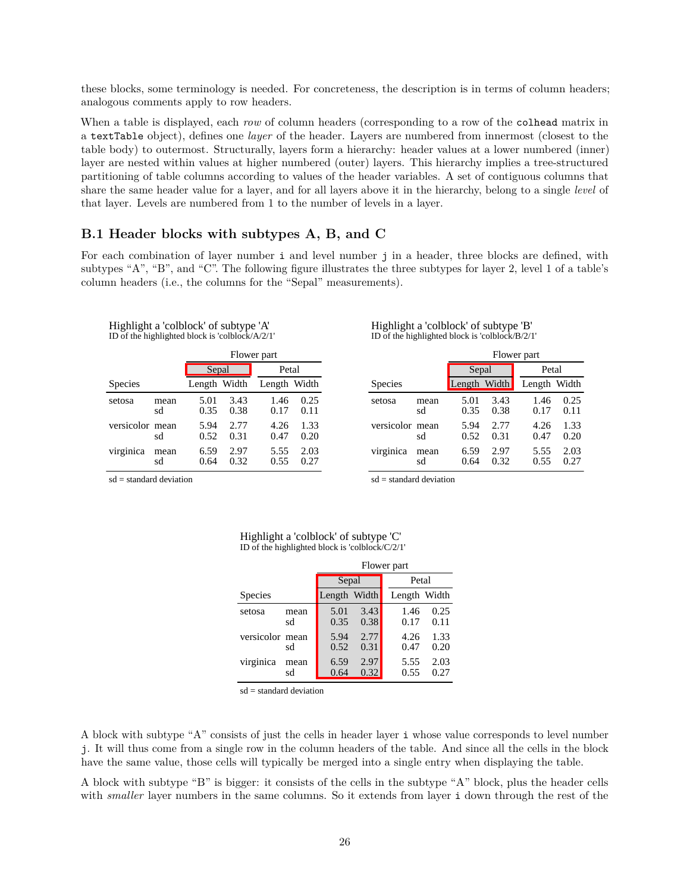these blocks, some terminology is needed. For concreteness, the description is in terms of column headers; analogous comments apply to row headers.

When a table is displayed, each *row* of column headers (corresponding to a row of the `colhead` matrix in a `textTable` object), defines one *layer* of the header. Layers are numbered from innermost (closest to the table body) to outermost. Structurally, layers form a hierarchy: header values at a lower numbered (inner) layer are nested within values at higher numbered (outer) layers. This hierarchy implies a tree-structured partitioning of table columns according to values of the header variables. A set of contiguous columns that share the same header value for a layer, and for all layers above it in the hierarchy, belong to a single *level* of that layer. Levels are numbered from 1 to the number of levels in a layer.

### B.1 Header blocks with subtypes A, B, and C

For each combination of layer number `i` and level number `j` in a header, three blocks are defined, with subtypes "A", "B", and "C". The following figure illustrates the three subtypes for layer 2, level 1 of a table's column headers (i.e., the columns for the "Sepal" measurements).

Highlight a 'colblock' of subtype 'A'
ID of the highlighted block is 'colblock/A/2/1'

| | | Flower part | | | |
|---|---|---|---|---|---|
| | | Sepal | | Petal | |
| Species | | Length | Width | Length | Width |
| setosa | mean | 5.01 | 3.43 | 1.46 | 0.25 |
| | sd | 0.35 | 0.38 | 0.17 | 0.11 |
| versicolor | mean | 5.94 | 2.77 | 4.26 | 1.33 |
| | sd | 0.52 | 0.31 | 0.47 | 0.20 |
| virginica | mean | 6.59 | 2.97 | 5.55 | 2.03 |
| | sd | 0.64 | 0.32 | 0.55 | 0.27 |

sd = standard deviation

Highlight a 'colblock' of subtype 'B'
ID of the highlighted block is 'colblock/B/2/1'

| | | Flower part | | | |
|---|---|---|---|---|---|
| | | Sepal | | Petal | |
| Species | | Length | Width | Length | Width |
| setosa | mean | 5.01 | 3.43 | 1.46 | 0.25 |
| | sd | 0.35 | 0.38 | 0.17 | 0.11 |
| versicolor | mean | 5.94 | 2.77 | 4.26 | 1.33 |
| | sd | 0.52 | 0.31 | 0.47 | 0.20 |
| virginica | mean | 6.59 | 2.97 | 5.55 | 2.03 |
| | sd | 0.64 | 0.32 | 0.55 | 0.27 |

sd = standard deviation

Highlight a 'colblock' of subtype 'C'
ID of the highlighted block is 'colblock/C/2/1'

| | | Flower part | | | |
|---|---|---|---|---|---|
| | | Sepal | | Petal | |
| Species | | Length | Width | Length | Width |
| setosa | mean | 5.01 | 3.43 | 1.46 | 0.25 |
| | sd | 0.35 | 0.38 | 0.17 | 0.11 |
| versicolor | mean | 5.94 | 2.77 | 4.26 | 1.33 |
| | sd | 0.52 | 0.31 | 0.47 | 0.20 |
| virginica | mean | 6.59 | 2.97 | 5.55 | 2.03 |
| | sd | 0.64 | 0.32 | 0.55 | 0.27 |

sd = standard deviation

A block with subtype "A" consists of just the cells in header layer `i` whose value corresponds to level number `j`. It will thus come from a single row in the column headers of the table. And since all the cells in the block have the same value, those cells will typically be merged into a single entry when displaying the table.

A block with subtype "B" is bigger: it consists of the cells in the subtype "A" block, plus the header cells with *smaller* layer numbers in the same columns. So it extends from layer `i` down through the rest of the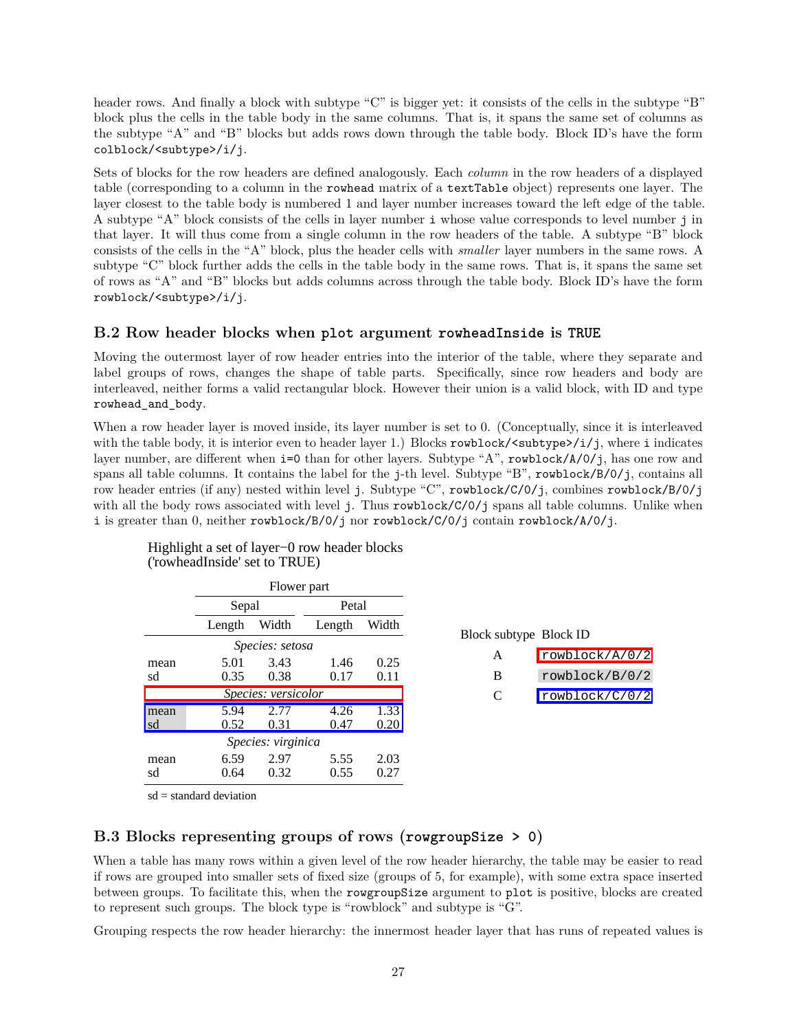header rows. And finally a block with subtype "C" is bigger yet: it consists of the cells in the subtype "B" block plus the cells in the table body in the same columns. That is, it spans the same set of columns as the subtype "A" and "B" blocks but adds rows down through the table body. Block ID's have the form `colblock/<subtype>/i/j`.

Sets of blocks for the row headers are defined analogously. Each *column* in the row headers of a displayed table (corresponding to a column in the `rowhead` matrix of a `textTable` object) represents one layer. The layer closest to the table body is numbered 1 and layer number increases toward the left edge of the table. A subtype "A" block consists of the cells in layer number `i` whose value corresponds to level number `j` in that layer. It will thus come from a single column in the row headers of the table. A subtype "B" block consists of the cells in the "A" block, plus the header cells with *smaller* layer numbers in the same rows. A subtype "C" block further adds the cells in the table body in the same rows. That is, it spans the same set of rows as "A" and "B" blocks but adds columns across through the table body. Block ID's have the form `rowblock/<subtype>/i/j`.

### B.2 Row header blocks when `plot` argument `rowheadInside` is `TRUE`

Moving the outermost layer of row header entries into the interior of the table, where they separate and label groups of rows, changes the shape of table parts. Specifically, since row headers and body are interleaved, neither forms a valid rectangular block. However their union is a valid block, with ID and type `rowhead_and_body`.

When a row header layer is moved inside, its layer number is set to 0. (Conceptually, since it is interleaved with the table body, it is interior even to header layer 1.) Blocks `rowblock/<subtype>/i/j`, where `i` indicates layer number, are different when `i=0` than for other layers. Subtype "A", `rowblock/A/0/j`, has one row and spans all table columns. It contains the label for the `j`-th level. Subtype "B", `rowblock/B/0/j`, contains all row header entries (if any) nested within level `j`. Subtype "C", `rowblock/C/0/j`, combines `rowblock/B/0/j` with all the body rows associated with level `j`. Thus `rowblock/C/0/j` spans all table columns. Unlike when `i` is greater than 0, neither `rowblock/B/0/j` nor `rowblock/C/0/j` contain `rowblock/A/0/j`.

Highlight a set of layer−0 row header blocks ('rowheadInside' set to TRUE)

| | Flower part | | | |
|---|---|---|---|---|
| | Sepal | | Petal | |
| | Length | Width | Length | Width |
| *Species: setosa* | | | | |
| mean | 5.01 | 3.43 | 1.46 | 0.25 |
| sd | 0.35 | 0.38 | 0.17 | 0.11 |
| *Species: versicolor* | | | | |
| mean | 5.94 | 2.77 | 4.26 | 1.33 |
| sd | 0.52 | 0.31 | 0.47 | 0.20 |
| *Species: virginica* | | | | |
| mean | 6.59 | 2.97 | 5.55 | 2.03 |
| sd | 0.64 | 0.32 | 0.55 | 0.27 |

sd = standard deviation

| Block subtype | Block ID |
|---|---|
| A | `rowblock/A/0/2` |
| B | `rowblock/B/0/2` |
| C | `rowblock/C/0/2` |

### B.3 Blocks representing groups of rows (`rowgroupSize > 0`)

When a table has many rows within a given level of the row header hierarchy, the table may be easier to read if rows are grouped into smaller sets of fixed size (groups of 5, for example), with some extra space inserted between groups. To facilitate this, when the `rowgroupSize` argument to `plot` is positive, blocks are created to represent such groups. The block type is "rowblock" and subtype is "G".

Grouping respects the row header hierarchy: the innermost header layer that has runs of repeated values is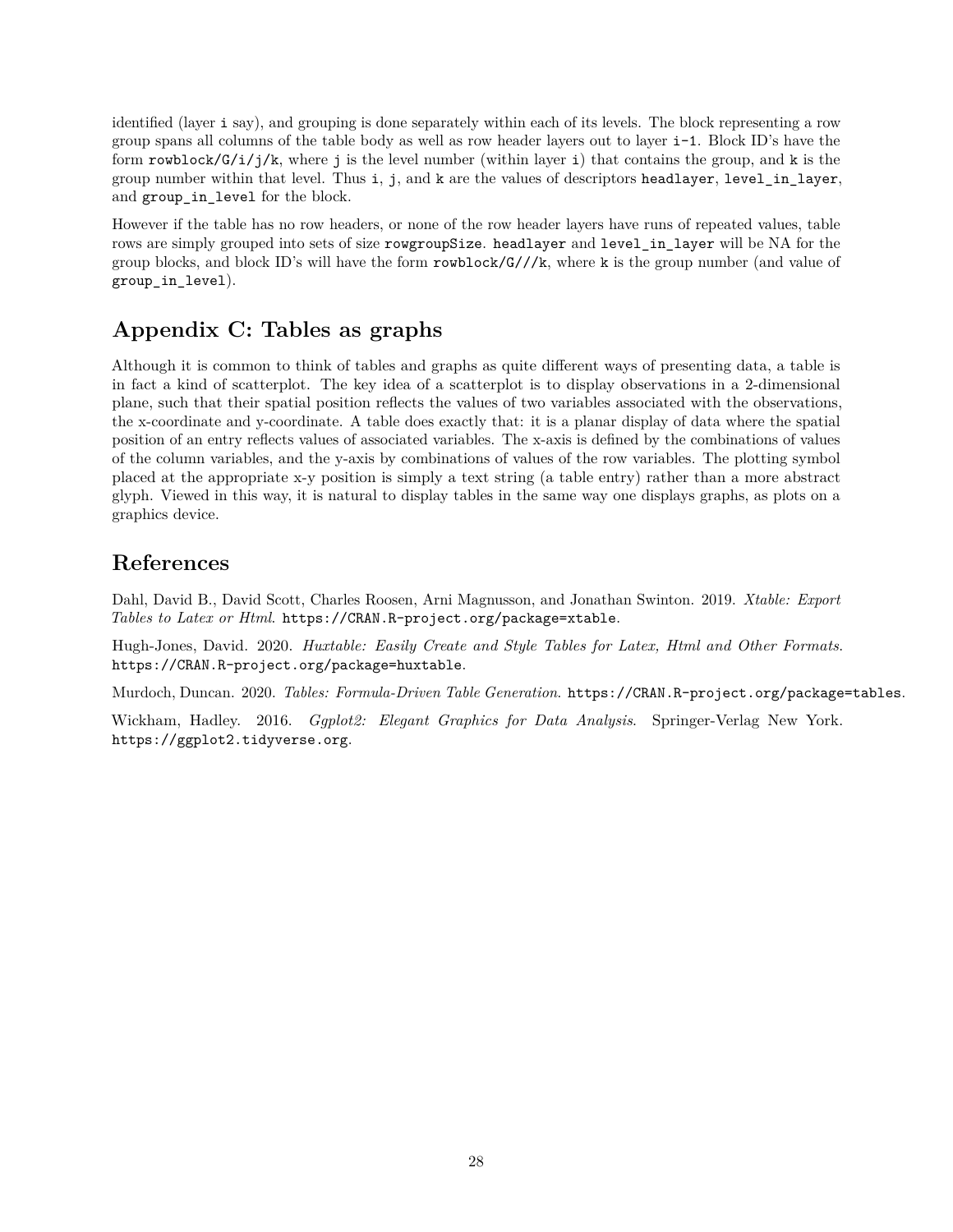identified (layer `i` say), and grouping is done separately within each of its levels. The block representing a row group spans all columns of the table body as well as row header layers out to layer `i-1`. Block ID's have the form `rowblock/G/i/j/k`, where `j` is the level number (within layer `i`) that contains the group, and `k` is the group number within that level. Thus `i`, `j`, and `k` are the values of descriptors `headlayer`, `level_in_layer`, and `group_in_level` for the block.

However if the table has no row headers, or none of the row header layers have runs of repeated values, table rows are simply grouped into sets of size `rowgroupSize`. `headlayer` and `level_in_layer` will be NA for the group blocks, and block ID's will have the form `rowblock/G///k`, where `k` is the group number (and value of `group_in_level`).

## Appendix C: Tables as graphs

Although it is common to think of tables and graphs as quite different ways of presenting data, a table is in fact a kind of scatterplot. The key idea of a scatterplot is to display observations in a 2-dimensional plane, such that their spatial position reflects the values of two variables associated with the observations, the x-coordinate and y-coordinate. A table does exactly that: it is a planar display of data where the spatial position of an entry reflects values of associated variables. The x-axis is defined by the combinations of values of the column variables, and the y-axis by combinations of values of the row variables. The plotting symbol placed at the appropriate x-y position is simply a text string (a table entry) rather than a more abstract glyph. Viewed in this way, it is natural to display tables in the same way one displays graphs, as plots on a graphics device.

## References

Dahl, David B., David Scott, Charles Roosen, Arni Magnusson, and Jonathan Swinton. 2019. *Xtable: Export Tables to Latex or Html*. `https://CRAN.R-project.org/package=xtable`.

Hugh-Jones, David. 2020. *Huxtable: Easily Create and Style Tables for Latex, Html and Other Formats*. `https://CRAN.R-project.org/package=huxtable`.

Murdoch, Duncan. 2020. *Tables: Formula-Driven Table Generation*. `https://CRAN.R-project.org/package=tables`.

Wickham, Hadley. 2016. *Ggplot2: Elegant Graphics for Data Analysis*. Springer-Verlag New York. `https://ggplot2.tidyverse.org`.